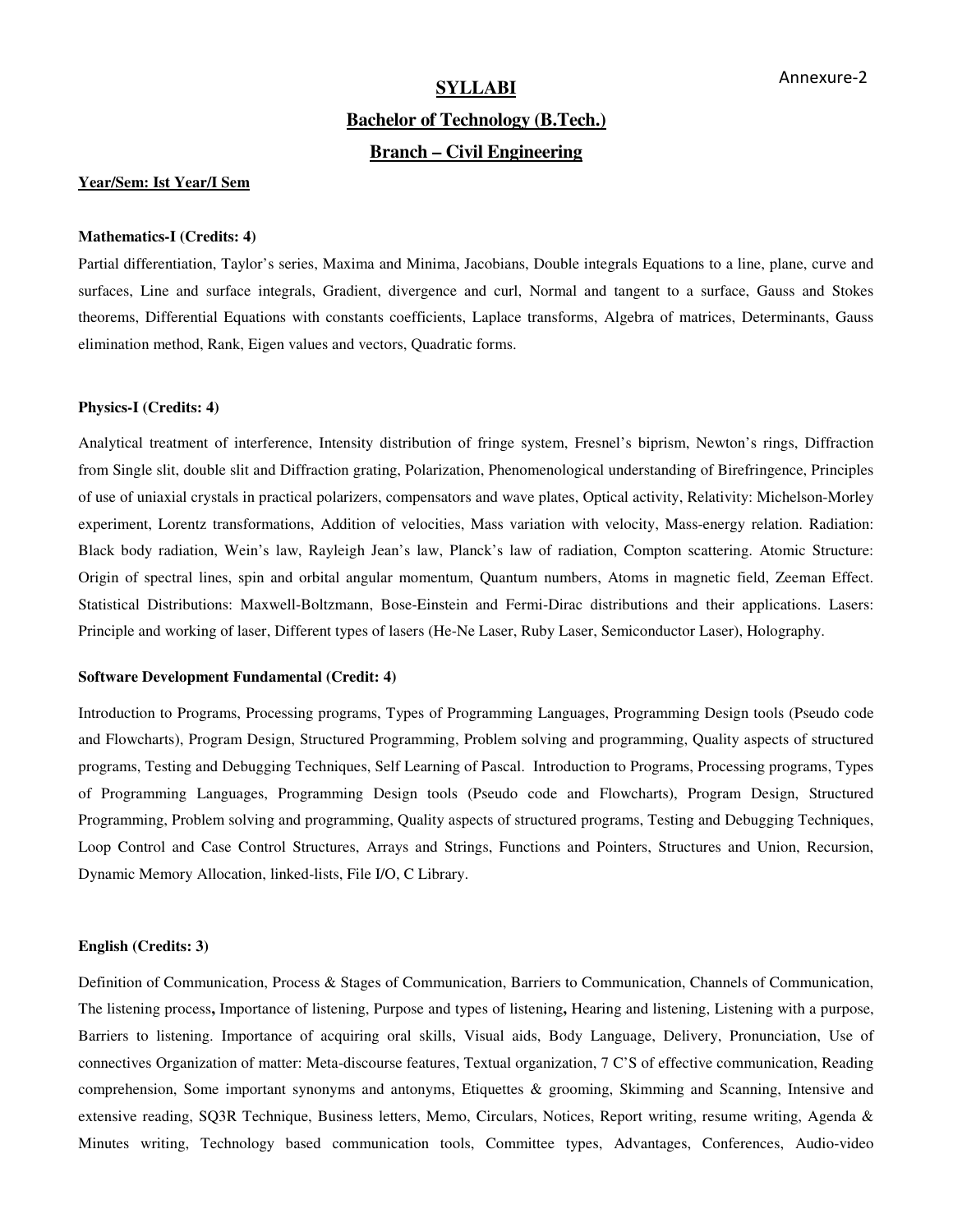Annexure-2

# SYLLABI

## Bachelor of Technology (B.Tech.)

## Branch – Civil Engineering

**Year/Sem: Ist Year/I Sem**

**Mathematics-I (Credits: 4)**

Partial differentiation, Taylor's series, Maxima and Minima, Jacobians, Double integrals Equations to a line, plane, curve and surfaces, Line and surface integrals, Gradient, divergence and curl, Normal and tangent to a surface, Gauss and Stokes theorems, Differential Equations with constants coefficients, Laplace transforms, Algebra of matrices, Determinants, Gauss elimination method, Rank, Eigen values and vectors, Quadratic forms.

**Physics-I (Credits: 4)**

Analytical treatment of interference, Intensity distribution of fringe system, Fresnel's biprism, Newton's rings, Diffraction from Single slit, double slit and Diffraction grating, Polarization, Phenomenological understanding of Birefringence, Principles of use of uniaxial crystals in practical polarizers, compensators and wave plates, Optical activity, Relativity: Michelson-Morley experiment, Lorentz transformations, Addition of velocities, Mass variation with velocity, Mass-energy relation. Radiation: Black body radiation, Wein's law, Rayleigh Jean's law, Planck's law of radiation, Compton scattering. Atomic Structure: Origin of spectral lines, spin and orbital angular momentum, Quantum numbers, Atoms in magnetic field, Zeeman Effect. Statistical Distributions: Maxwell-Boltzmann, Bose-Einstein and Fermi-Dirac distributions and their applications. Lasers: Principle and working of laser, Different types of lasers (He-Ne Laser, Ruby Laser, Semiconductor Laser), Holography.

**Software Development Fundamental (Credit: 4)**

Introduction to Programs, Processing programs, Types of Programming Languages, Programming Design tools (Pseudo code and Flowcharts), Program Design, Structured Programming, Problem solving and programming, Quality aspects of structured programs, Testing and Debugging Techniques, Self Learning of Pascal. Introduction to Programs, Processing programs, Types of Programming Languages, Programming Design tools (Pseudo code and Flowcharts), Program Design, Structured Programming, Problem solving and programming, Quality aspects of structured programs, Testing and Debugging Techniques, Loop Control and Case Control Structures, Arrays and Strings, Functions and Pointers, Structures and Union, Recursion, Dynamic Memory Allocation, linked-lists, File I/O, C Library.

**English (Credits: 3)**

Definition of Communication, Process & Stages of Communication, Barriers to Communication, Channels of Communication, The listening process**,** Importance of listening, Purpose and types of listening**,** Hearing and listening, Listening with a purpose, Barriers to listening. Importance of acquiring oral skills, Visual aids, Body Language, Delivery, Pronunciation, Use of connectives Organization of matter: Meta-discourse features, Textual organization, 7 C'S of effective communication, Reading comprehension, Some important synonyms and antonyms, Etiquettes & grooming, Skimming and Scanning, Intensive and extensive reading, SQ3R Technique, Business letters, Memo, Circulars, Notices, Report writing, resume writing, Agenda & Minutes writing, Technology based communication tools, Committee types, Advantages, Conferences, Audio-video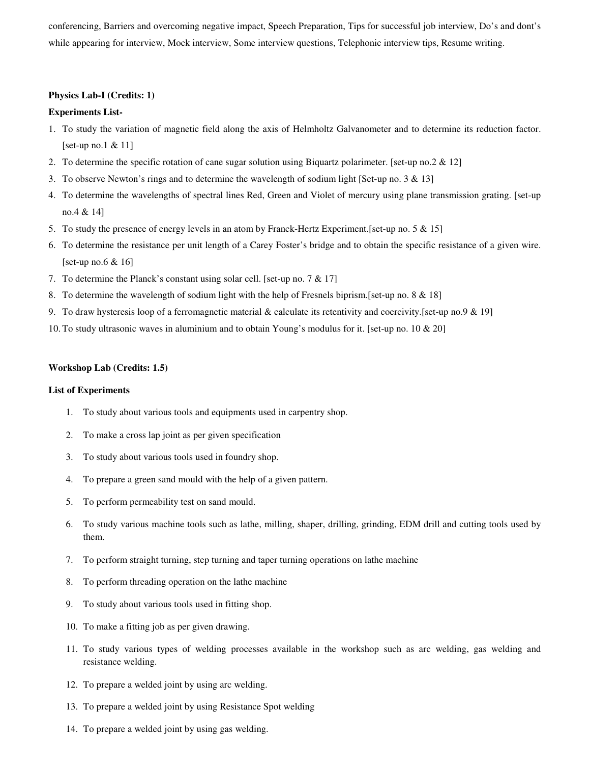conferencing, Barriers and overcoming negative impact, Speech Preparation, Tips for successful job interview, Do's and dont's while appearing for interview, Mock interview, Some interview questions, Telephonic interview tips, Resume writing.

**Physics Lab-I (Credits: 1)**

**Experiments List-**

1. To study the variation of magnetic field along the axis of Helmholtz Galvanometer and to determine its reduction factor. [set-up no.1 & 11]
2. To determine the specific rotation of cane sugar solution using Biquartz polarimeter. [set-up no.2 & 12]
3. To observe Newton's rings and to determine the wavelength of sodium light [Set-up no. 3 & 13]
4. To determine the wavelengths of spectral lines Red, Green and Violet of mercury using plane transmission grating. [set-up no.4 & 14]
5. To study the presence of energy levels in an atom by Franck-Hertz Experiment.[set-up no. 5 & 15]
6. To determine the resistance per unit length of a Carey Foster's bridge and to obtain the specific resistance of a given wire. [set-up no.6 & 16]
7. To determine the Planck's constant using solar cell. [set-up no. 7 & 17]
8. To determine the wavelength of sodium light with the help of Fresnels biprism.[set-up no. 8 & 18]
9. To draw hysteresis loop of a ferromagnetic material & calculate its retentivity and coercivity.[set-up no.9 & 19]
10. To study ultrasonic waves in aluminium and to obtain Young's modulus for it. [set-up no. 10 & 20]

**Workshop Lab (Credits: 1.5)**

**List of Experiments**

1. To study about various tools and equipments used in carpentry shop.
2. To make a cross lap joint as per given specification
3. To study about various tools used in foundry shop.
4. To prepare a green sand mould with the help of a given pattern.
5. To perform permeability test on sand mould.
6. To study various machine tools such as lathe, milling, shaper, drilling, grinding, EDM drill and cutting tools used by them.
7. To perform straight turning, step turning and taper turning operations on lathe machine
8. To perform threading operation on the lathe machine
9. To study about various tools used in fitting shop.
10. To make a fitting job as per given drawing.
11. To study various types of welding processes available in the workshop such as arc welding, gas welding and resistance welding.
12. To prepare a welded joint by using arc welding.
13. To prepare a welded joint by using Resistance Spot welding
14. To prepare a welded joint by using gas welding.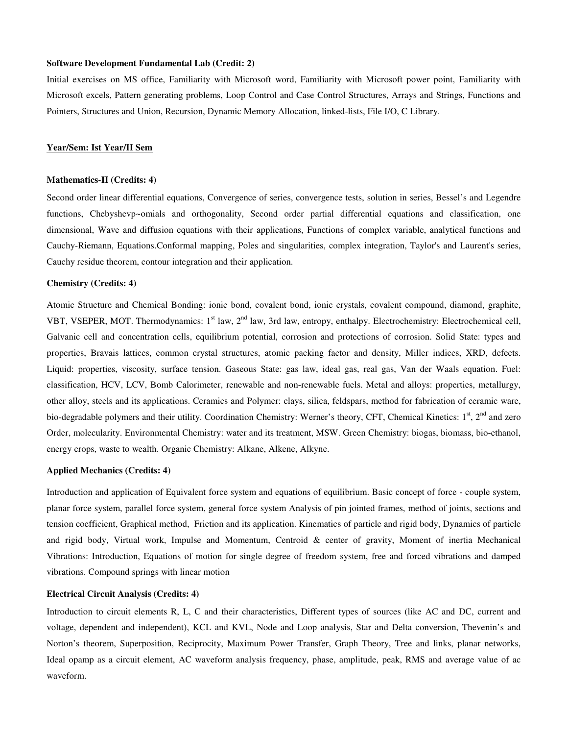**Software Development Fundamental Lab (Credit: 2)**

Initial exercises on MS office, Familiarity with Microsoft word, Familiarity with Microsoft power point, Familiarity with Microsoft excels, Pattern generating problems, Loop Control and Case Control Structures, Arrays and Strings, Functions and Pointers, Structures and Union, Recursion, Dynamic Memory Allocation, linked-lists, File I/O, C Library.

**Year/Sem: Ist Year/II Sem**

**Mathematics-II (Credits: 4)**

Second order linear differential equations, Convergence of series, convergence tests, solution in series, Bessel's and Legendre functions, Chebyshevp~omials and orthogonality, Second order partial differential equations and classification, one dimensional, Wave and diffusion equations with their applications, Functions of complex variable, analytical functions and Cauchy-Riemann, Equations.Conformal mapping, Poles and singularities, complex integration, Taylor's and Laurent's series, Cauchy residue theorem, contour integration and their application.

**Chemistry (Credits: 4)**

Atomic Structure and Chemical Bonding: ionic bond, covalent bond, ionic crystals, covalent compound, diamond, graphite, VBT, VSEPER, MOT. Thermodynamics: $1^{st}$ law, $2^{nd}$ law, 3rd law, entropy, enthalpy. Electrochemistry: Electrochemical cell, Galvanic cell and concentration cells, equilibrium potential, corrosion and protections of corrosion. Solid State: types and properties, Bravais lattices, common crystal structures, atomic packing factor and density, Miller indices, XRD, defects. Liquid: properties, viscosity, surface tension. Gaseous State: gas law, ideal gas, real gas, Van der Waals equation. Fuel: classification, HCV, LCV, Bomb Calorimeter, renewable and non-renewable fuels. Metal and alloys: properties, metallurgy, other alloy, steels and its applications. Ceramics and Polymer: clays, silica, feldspars, method for fabrication of ceramic ware, bio-degradable polymers and their utility. Coordination Chemistry: Werner's theory, CFT, Chemical Kinetics: $1^{st}$, $2^{nd}$ and zero Order, molecularity. Environmental Chemistry: water and its treatment, MSW. Green Chemistry: biogas, biomass, bio-ethanol, energy crops, waste to wealth. Organic Chemistry: Alkane, Alkene, Alkyne.

**Applied Mechanics (Credits: 4)**

Introduction and application of Equivalent force system and equations of equilibrium. Basic concept of force - couple system, planar force system, parallel force system, general force system Analysis of pin jointed frames, method of joints, sections and tension coefficient, Graphical method, Friction and its application. Kinematics of particle and rigid body, Dynamics of particle and rigid body, Virtual work, Impulse and Momentum, Centroid & center of gravity, Moment of inertia Mechanical Vibrations: Introduction, Equations of motion for single degree of freedom system, free and forced vibrations and damped vibrations. Compound springs with linear motion

**Electrical Circuit Analysis (Credits: 4)**

Introduction to circuit elements R, L, C and their characteristics, Different types of sources (like AC and DC, current and voltage, dependent and independent), KCL and KVL, Node and Loop analysis, Star and Delta conversion, Thevenin's and Norton's theorem, Superposition, Reciprocity, Maximum Power Transfer, Graph Theory, Tree and links, planar networks, Ideal opamp as a circuit element, AC waveform analysis frequency, phase, amplitude, peak, RMS and average value of ac waveform.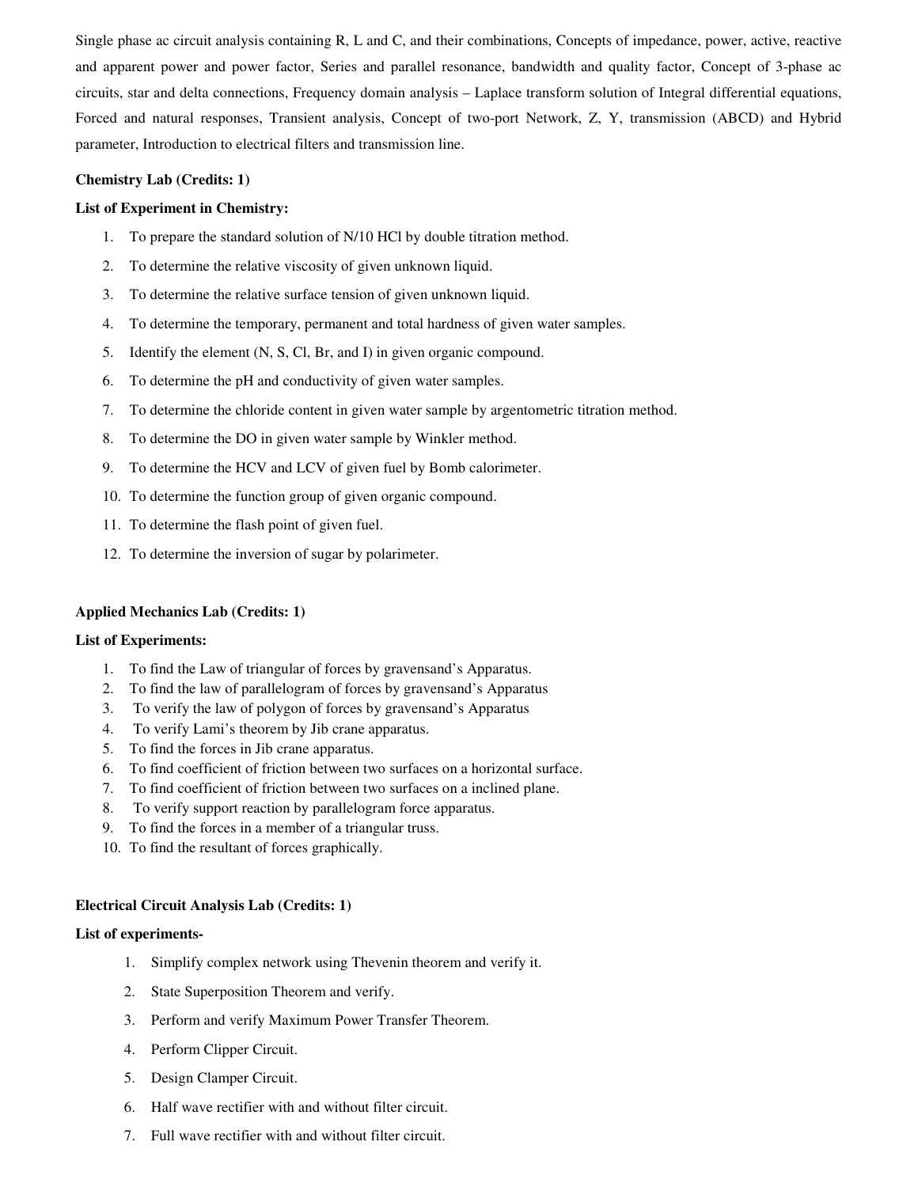Single phase ac circuit analysis containing R, L and C, and their combinations, Concepts of impedance, power, active, reactive and apparent power and power factor, Series and parallel resonance, bandwidth and quality factor, Concept of 3-phase ac circuits, star and delta connections, Frequency domain analysis – Laplace transform solution of Integral differential equations, Forced and natural responses, Transient analysis, Concept of two-port Network, Z, Y, transmission (ABCD) and Hybrid parameter, Introduction to electrical filters and transmission line.

**Chemistry Lab (Credits: 1)**

**List of Experiment in Chemistry:**

1. To prepare the standard solution of N/10 HCl by double titration method.
2. To determine the relative viscosity of given unknown liquid.
3. To determine the relative surface tension of given unknown liquid.
4. To determine the temporary, permanent and total hardness of given water samples.
5. Identify the element (N, S, Cl, Br, and I) in given organic compound.
6. To determine the pH and conductivity of given water samples.
7. To determine the chloride content in given water sample by argentometric titration method.
8. To determine the DO in given water sample by Winkler method.
9. To determine the HCV and LCV of given fuel by Bomb calorimeter.
10. To determine the function group of given organic compound.
11. To determine the flash point of given fuel.
12. To determine the inversion of sugar by polarimeter.

**Applied Mechanics Lab (Credits: 1)**

**List of Experiments:**

1. To find the Law of triangular of forces by gravensand's Apparatus.
2. To find the law of parallelogram of forces by gravensand's Apparatus
3. To verify the law of polygon of forces by gravensand's Apparatus
4. To verify Lami's theorem by Jib crane apparatus.
5. To find the forces in Jib crane apparatus.
6. To find coefficient of friction between two surfaces on a horizontal surface.
7. To find coefficient of friction between two surfaces on a inclined plane.
8. To verify support reaction by parallelogram force apparatus.
9. To find the forces in a member of a triangular truss.
10. To find the resultant of forces graphically.

**Electrical Circuit Analysis Lab (Credits: 1)**

**List of experiments-**

1. Simplify complex network using Thevenin theorem and verify it.
2. State Superposition Theorem and verify.
3. Perform and verify Maximum Power Transfer Theorem.
4. Perform Clipper Circuit.
5. Design Clamper Circuit.
6. Half wave rectifier with and without filter circuit.
7. Full wave rectifier with and without filter circuit.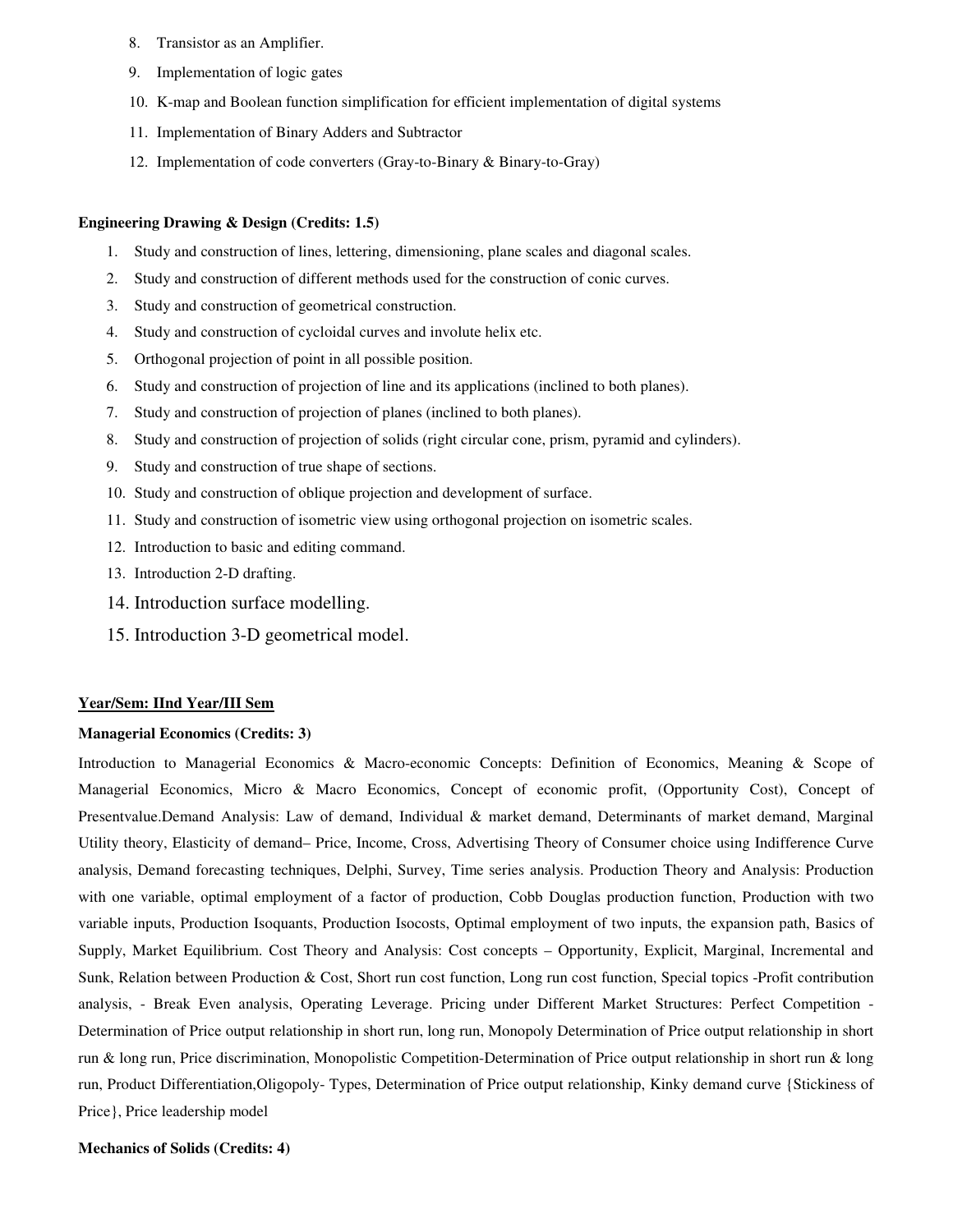8. Transistor as an Amplifier.
9. Implementation of logic gates
10. K-map and Boolean function simplification for efficient implementation of digital systems
11. Implementation of Binary Adders and Subtractor
12. Implementation of code converters (Gray-to-Binary & Binary-to-Gray)

**Engineering Drawing & Design (Credits: 1.5)**

1. Study and construction of lines, lettering, dimensioning, plane scales and diagonal scales.
2. Study and construction of different methods used for the construction of conic curves.
3. Study and construction of geometrical construction.
4. Study and construction of cycloidal curves and involute helix etc.
5. Orthogonal projection of point in all possible position.
6. Study and construction of projection of line and its applications (inclined to both planes).
7. Study and construction of projection of planes (inclined to both planes).
8. Study and construction of projection of solids (right circular cone, prism, pyramid and cylinders).
9. Study and construction of true shape of sections.
10. Study and construction of oblique projection and development of surface.
11. Study and construction of isometric view using orthogonal projection on isometric scales.
12. Introduction to basic and editing command.
13. Introduction 2-D drafting.
14. Introduction surface modelling.
15. Introduction 3-D geometrical model.

**Year/Sem: IInd Year/III Sem**

**Managerial Economics (Credits: 3)**

Introduction to Managerial Economics & Macro-economic Concepts: Definition of Economics, Meaning & Scope of Managerial Economics, Micro & Macro Economics, Concept of economic profit, (Opportunity Cost), Concept of Presentvalue.Demand Analysis: Law of demand, Individual & market demand, Determinants of market demand, Marginal Utility theory, Elasticity of demand– Price, Income, Cross, Advertising Theory of Consumer choice using Indifference Curve analysis, Demand forecasting techniques, Delphi, Survey, Time series analysis. Production Theory and Analysis: Production with one variable, optimal employment of a factor of production, Cobb Douglas production function, Production with two variable inputs, Production Isoquants, Production Isocosts, Optimal employment of two inputs, the expansion path, Basics of Supply, Market Equilibrium. Cost Theory and Analysis: Cost concepts – Opportunity, Explicit, Marginal, Incremental and Sunk, Relation between Production & Cost, Short run cost function, Long run cost function, Special topics -Profit contribution analysis, - Break Even analysis, Operating Leverage. Pricing under Different Market Structures: Perfect Competition - Determination of Price output relationship in short run, long run, Monopoly Determination of Price output relationship in short run & long run, Price discrimination, Monopolistic Competition-Determination of Price output relationship in short run & long run, Product Differentiation,Oligopoly- Types, Determination of Price output relationship, Kinky demand curve {Stickiness of Price}, Price leadership model

**Mechanics of Solids (Credits: 4)**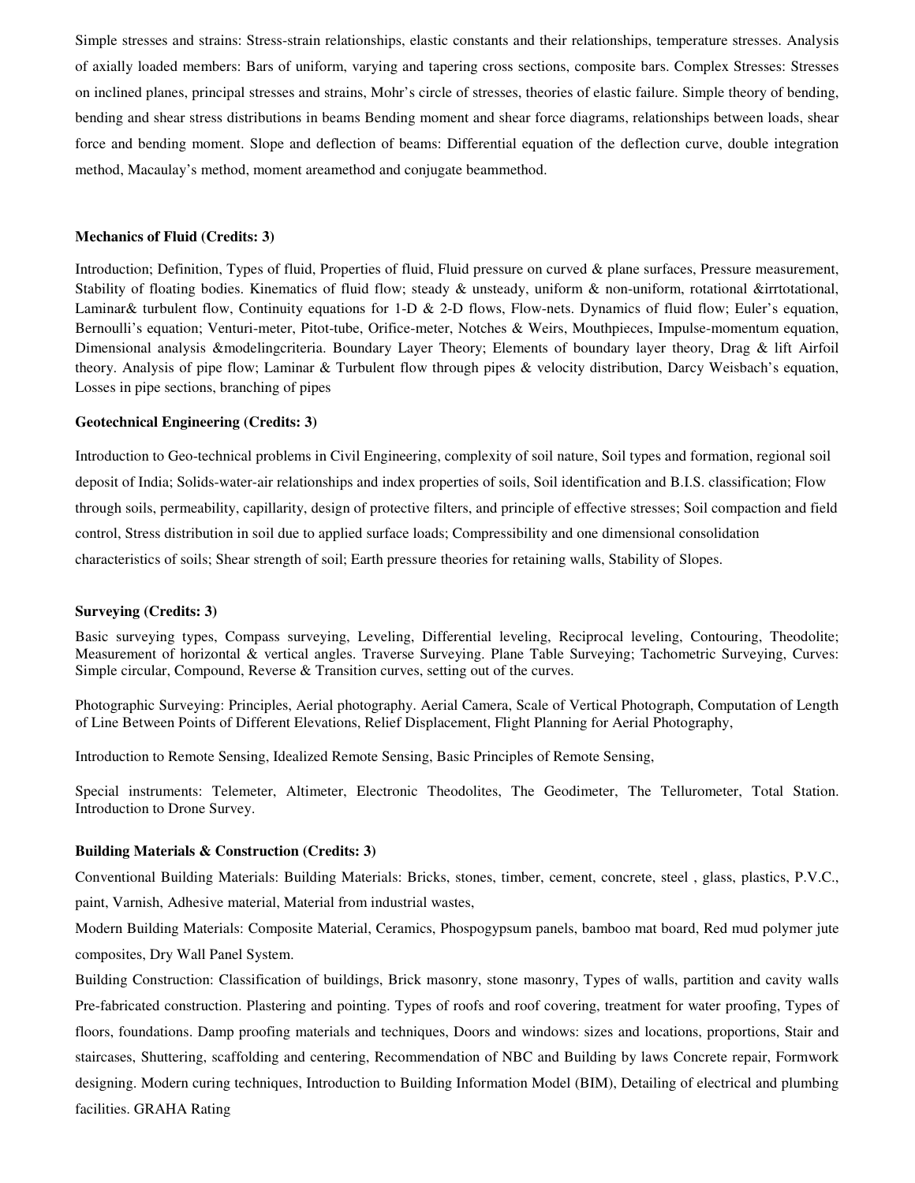Simple stresses and strains: Stress-strain relationships, elastic constants and their relationships, temperature stresses. Analysis of axially loaded members: Bars of uniform, varying and tapering cross sections, composite bars. Complex Stresses: Stresses on inclined planes, principal stresses and strains, Mohr's circle of stresses, theories of elastic failure. Simple theory of bending, bending and shear stress distributions in beams Bending moment and shear force diagrams, relationships between loads, shear force and bending moment. Slope and deflection of beams: Differential equation of the deflection curve, double integration method, Macaulay's method, moment areamethod and conjugate beammethod.

**Mechanics of Fluid (Credits: 3)**

Introduction; Definition, Types of fluid, Properties of fluid, Fluid pressure on curved & plane surfaces, Pressure measurement, Stability of floating bodies. Kinematics of fluid flow; steady & unsteady, uniform & non-uniform, rotational &irrtotational, Laminar& turbulent flow, Continuity equations for 1-D & 2-D flows, Flow-nets. Dynamics of fluid flow; Euler's equation, Bernoulli's equation; Venturi-meter, Pitot-tube, Orifice-meter, Notches & Weirs, Mouthpieces, Impulse-momentum equation, Dimensional analysis &modelingcriteria. Boundary Layer Theory; Elements of boundary layer theory, Drag & lift Airfoil theory. Analysis of pipe flow; Laminar & Turbulent flow through pipes & velocity distribution, Darcy Weisbach's equation, Losses in pipe sections, branching of pipes

**Geotechnical Engineering (Credits: 3)**

Introduction to Geo-technical problems in Civil Engineering, complexity of soil nature, Soil types and formation, regional soil deposit of India; Solids-water-air relationships and index properties of soils, Soil identification and B.I.S. classification; Flow through soils, permeability, capillarity, design of protective filters, and principle of effective stresses; Soil compaction and field control, Stress distribution in soil due to applied surface loads; Compressibility and one dimensional consolidation characteristics of soils; Shear strength of soil; Earth pressure theories for retaining walls, Stability of Slopes.

**Surveying (Credits: 3)**

Basic surveying types, Compass surveying, Leveling, Differential leveling, Reciprocal leveling, Contouring, Theodolite; Measurement of horizontal & vertical angles. Traverse Surveying. Plane Table Surveying; Tachometric Surveying, Curves: Simple circular, Compound, Reverse & Transition curves, setting out of the curves.

Photographic Surveying: Principles, Aerial photography. Aerial Camera, Scale of Vertical Photograph, Computation of Length of Line Between Points of Different Elevations, Relief Displacement, Flight Planning for Aerial Photography,

Introduction to Remote Sensing, Idealized Remote Sensing, Basic Principles of Remote Sensing,

Special instruments: Telemeter, Altimeter, Electronic Theodolites, The Geodimeter, The Tellurometer, Total Station. Introduction to Drone Survey.

**Building Materials & Construction (Credits: 3)**

Conventional Building Materials: Building Materials: Bricks, stones, timber, cement, concrete, steel , glass, plastics, P.V.C., paint, Varnish, Adhesive material, Material from industrial wastes,

Modern Building Materials: Composite Material, Ceramics, Phospogypsum panels, bamboo mat board, Red mud polymer jute composites, Dry Wall Panel System.

Building Construction: Classification of buildings, Brick masonry, stone masonry, Types of walls, partition and cavity walls Pre-fabricated construction. Plastering and pointing. Types of roofs and roof covering, treatment for water proofing, Types of floors, foundations. Damp proofing materials and techniques, Doors and windows: sizes and locations, proportions, Stair and staircases, Shuttering, scaffolding and centering, Recommendation of NBC and Building by laws Concrete repair, Formwork designing. Modern curing techniques, Introduction to Building Information Model (BIM), Detailing of electrical and plumbing facilities. GRAHA Rating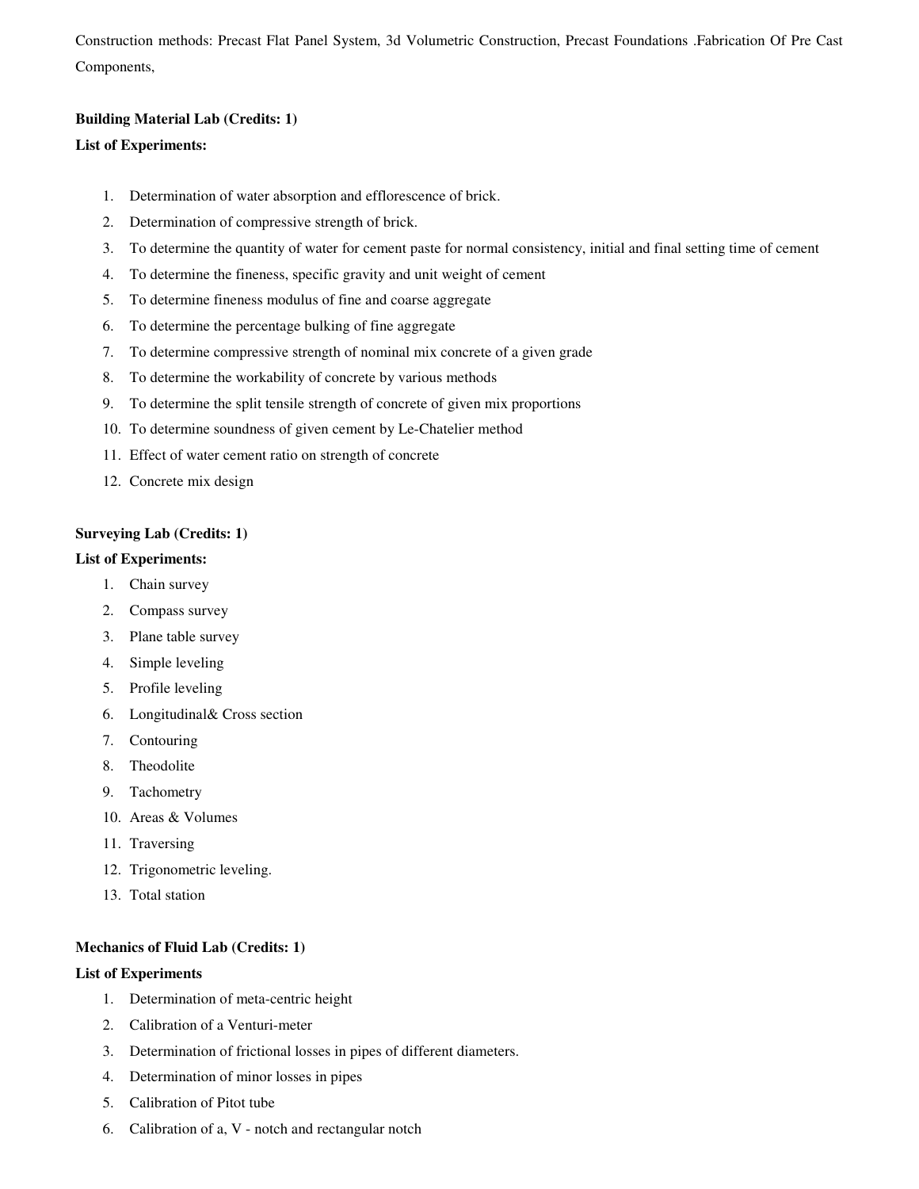Construction methods: Precast Flat Panel System, 3d Volumetric Construction, Precast Foundations .Fabrication Of Pre Cast Components,

**Building Material Lab (Credits: 1)**

**List of Experiments:**

1. Determination of water absorption and efflorescence of brick.
2. Determination of compressive strength of brick.
3. To determine the quantity of water for cement paste for normal consistency, initial and final setting time of cement
4. To determine the fineness, specific gravity and unit weight of cement
5. To determine fineness modulus of fine and coarse aggregate
6. To determine the percentage bulking of fine aggregate
7. To determine compressive strength of nominal mix concrete of a given grade
8. To determine the workability of concrete by various methods
9. To determine the split tensile strength of concrete of given mix proportions
10. To determine soundness of given cement by Le-Chatelier method
11. Effect of water cement ratio on strength of concrete
12. Concrete mix design

**Surveying Lab (Credits: 1)**

**List of Experiments:**

1. Chain survey
2. Compass survey
3. Plane table survey
4. Simple leveling
5. Profile leveling
6. Longitudinal& Cross section
7. Contouring
8. Theodolite
9. Tachometry
10. Areas & Volumes
11. Traversing
12. Trigonometric leveling.
13. Total station

**Mechanics of Fluid Lab (Credits: 1)**

**List of Experiments**

1. Determination of meta-centric height
2. Calibration of a Venturi-meter
3. Determination of frictional losses in pipes of different diameters.
4. Determination of minor losses in pipes
5. Calibration of Pitot tube
6. Calibration of a, V - notch and rectangular notch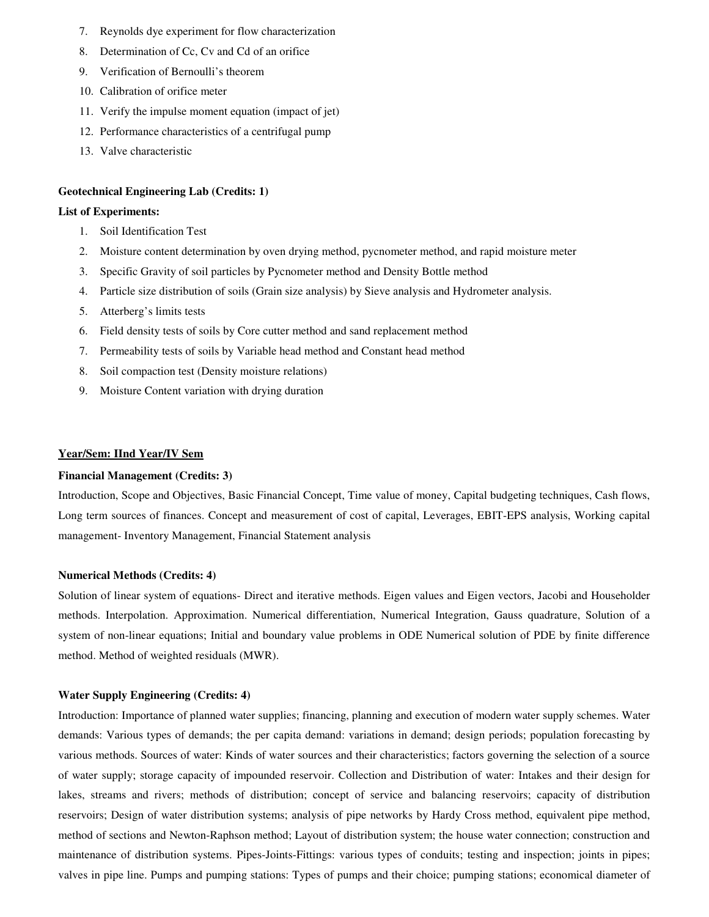7. Reynolds dye experiment for flow characterization
8. Determination of Cc, Cv and Cd of an orifice
9. Verification of Bernoulli's theorem
10. Calibration of orifice meter
11. Verify the impulse moment equation (impact of jet)
12. Performance characteristics of a centrifugal pump
13. Valve characteristic

**Geotechnical Engineering Lab (Credits: 1)**

**List of Experiments:**

1. Soil Identification Test
2. Moisture content determination by oven drying method, pycnometer method, and rapid moisture meter
3. Specific Gravity of soil particles by Pycnometer method and Density Bottle method
4. Particle size distribution of soils (Grain size analysis) by Sieve analysis and Hydrometer analysis.
5. Atterberg's limits tests
6. Field density tests of soils by Core cutter method and sand replacement method
7. Permeability tests of soils by Variable head method and Constant head method
8. Soil compaction test (Density moisture relations)
9. Moisture Content variation with drying duration

**<u>Year/Sem: IInd Year/IV Sem</u>**

**Financial Management (Credits: 3)**

Introduction, Scope and Objectives, Basic Financial Concept, Time value of money, Capital budgeting techniques, Cash flows, Long term sources of finances. Concept and measurement of cost of capital, Leverages, EBIT-EPS analysis, Working capital management- Inventory Management, Financial Statement analysis

**Numerical Methods (Credits: 4)**

Solution of linear system of equations- Direct and iterative methods. Eigen values and Eigen vectors, Jacobi and Householder methods. Interpolation. Approximation. Numerical differentiation, Numerical Integration, Gauss quadrature, Solution of a system of non-linear equations; Initial and boundary value problems in ODE Numerical solution of PDE by finite difference method. Method of weighted residuals (MWR).

**Water Supply Engineering (Credits: 4)**

Introduction: Importance of planned water supplies; financing, planning and execution of modern water supply schemes. Water demands: Various types of demands; the per capita demand: variations in demand; design periods; population forecasting by various methods. Sources of water: Kinds of water sources and their characteristics; factors governing the selection of a source of water supply; storage capacity of impounded reservoir. Collection and Distribution of water: Intakes and their design for lakes, streams and rivers; methods of distribution; concept of service and balancing reservoirs; capacity of distribution reservoirs; Design of water distribution systems; analysis of pipe networks by Hardy Cross method, equivalent pipe method, method of sections and Newton-Raphson method; Layout of distribution system; the house water connection; construction and maintenance of distribution systems. Pipes-Joints-Fittings: various types of conduits; testing and inspection; joints in pipes; valves in pipe line. Pumps and pumping stations: Types of pumps and their choice; pumping stations; economical diameter of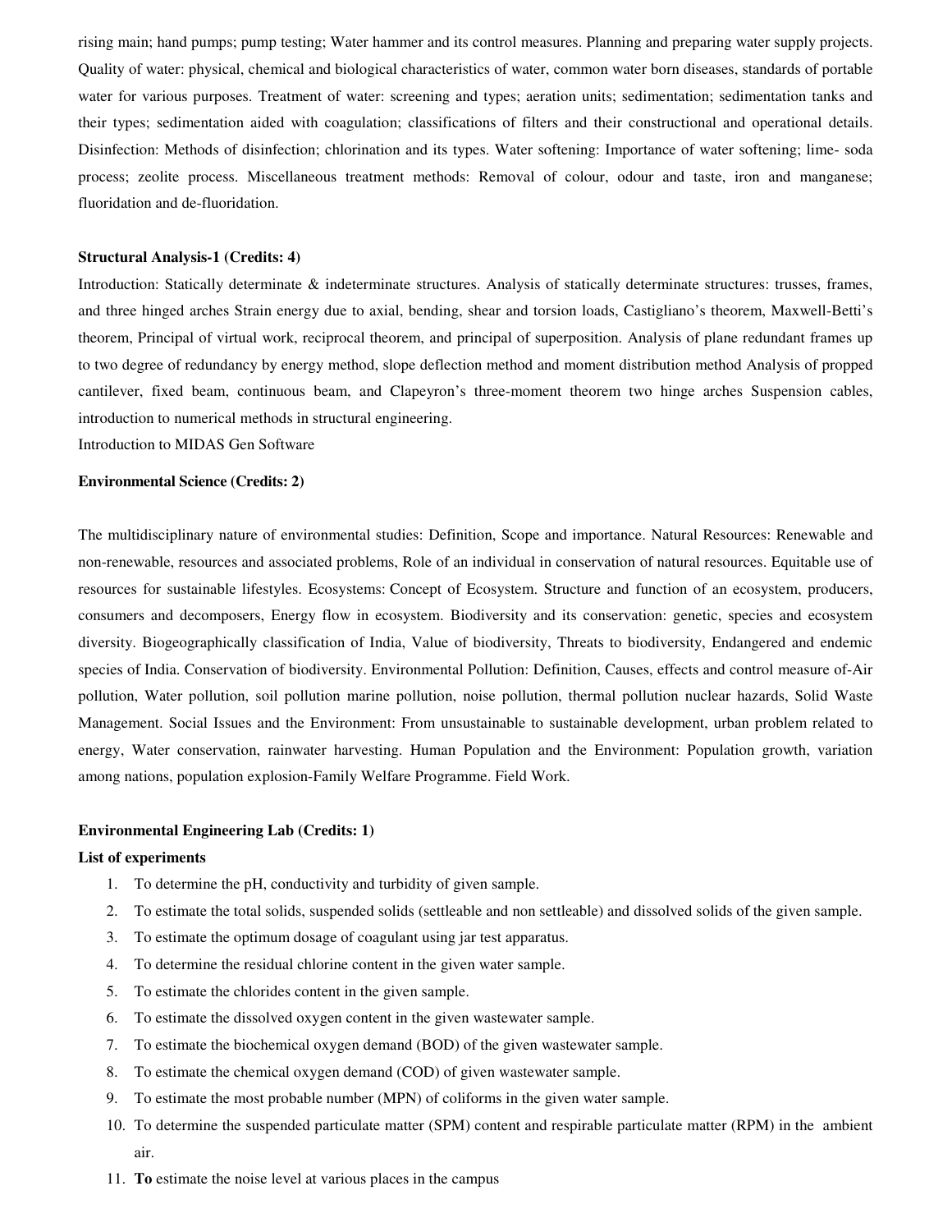rising main; hand pumps; pump testing; Water hammer and its control measures. Planning and preparing water supply projects. Quality of water: physical, chemical and biological characteristics of water, common water born diseases, standards of portable water for various purposes. Treatment of water: screening and types; aeration units; sedimentation; sedimentation tanks and their types; sedimentation aided with coagulation; classifications of filters and their constructional and operational details. Disinfection: Methods of disinfection; chlorination and its types. Water softening: Importance of water softening; lime- soda process; zeolite process. Miscellaneous treatment methods: Removal of colour, odour and taste, iron and manganese; fluoridation and de-fluoridation.

**Structural Analysis-1 (Credits: 4)**

Introduction: Statically determinate & indeterminate structures. Analysis of statically determinate structures: trusses, frames, and three hinged arches Strain energy due to axial, bending, shear and torsion loads, Castigliano's theorem, Maxwell-Betti's theorem, Principal of virtual work, reciprocal theorem, and principal of superposition. Analysis of plane redundant frames up to two degree of redundancy by energy method, slope deflection method and moment distribution method Analysis of propped cantilever, fixed beam, continuous beam, and Clapeyron's three-moment theorem two hinge arches Suspension cables, introduction to numerical methods in structural engineering.

Introduction to MIDAS Gen Software

**Environmental Science (Credits: 2)**

The multidisciplinary nature of environmental studies: Definition, Scope and importance. Natural Resources: Renewable and non-renewable, resources and associated problems, Role of an individual in conservation of natural resources. Equitable use of resources for sustainable lifestyles. Ecosystems: Concept of Ecosystem. Structure and function of an ecosystem, producers, consumers and decomposers, Energy flow in ecosystem. Biodiversity and its conservation: genetic, species and ecosystem diversity. Biogeographically classification of India, Value of biodiversity, Threats to biodiversity, Endangered and endemic species of India. Conservation of biodiversity. Environmental Pollution: Definition, Causes, effects and control measure of-Air pollution, Water pollution, soil pollution marine pollution, noise pollution, thermal pollution nuclear hazards, Solid Waste Management. Social Issues and the Environment: From unsustainable to sustainable development, urban problem related to energy, Water conservation, rainwater harvesting. Human Population and the Environment: Population growth, variation among nations, population explosion-Family Welfare Programme. Field Work.

**Environmental Engineering Lab (Credits: 1)**

**List of experiments**

1. To determine the pH, conductivity and turbidity of given sample.
2. To estimate the total solids, suspended solids (settleable and non settleable) and dissolved solids of the given sample.
3. To estimate the optimum dosage of coagulant using jar test apparatus.
4. To determine the residual chlorine content in the given water sample.
5. To estimate the chlorides content in the given sample.
6. To estimate the dissolved oxygen content in the given wastewater sample.
7. To estimate the biochemical oxygen demand (BOD) of the given wastewater sample.
8. To estimate the chemical oxygen demand (COD) of given wastewater sample.
9. To estimate the most probable number (MPN) of coliforms in the given water sample.
10. To determine the suspended particulate matter (SPM) content and respirable particulate matter (RPM) in the ambient air.
11. **To** estimate the noise level at various places in the campus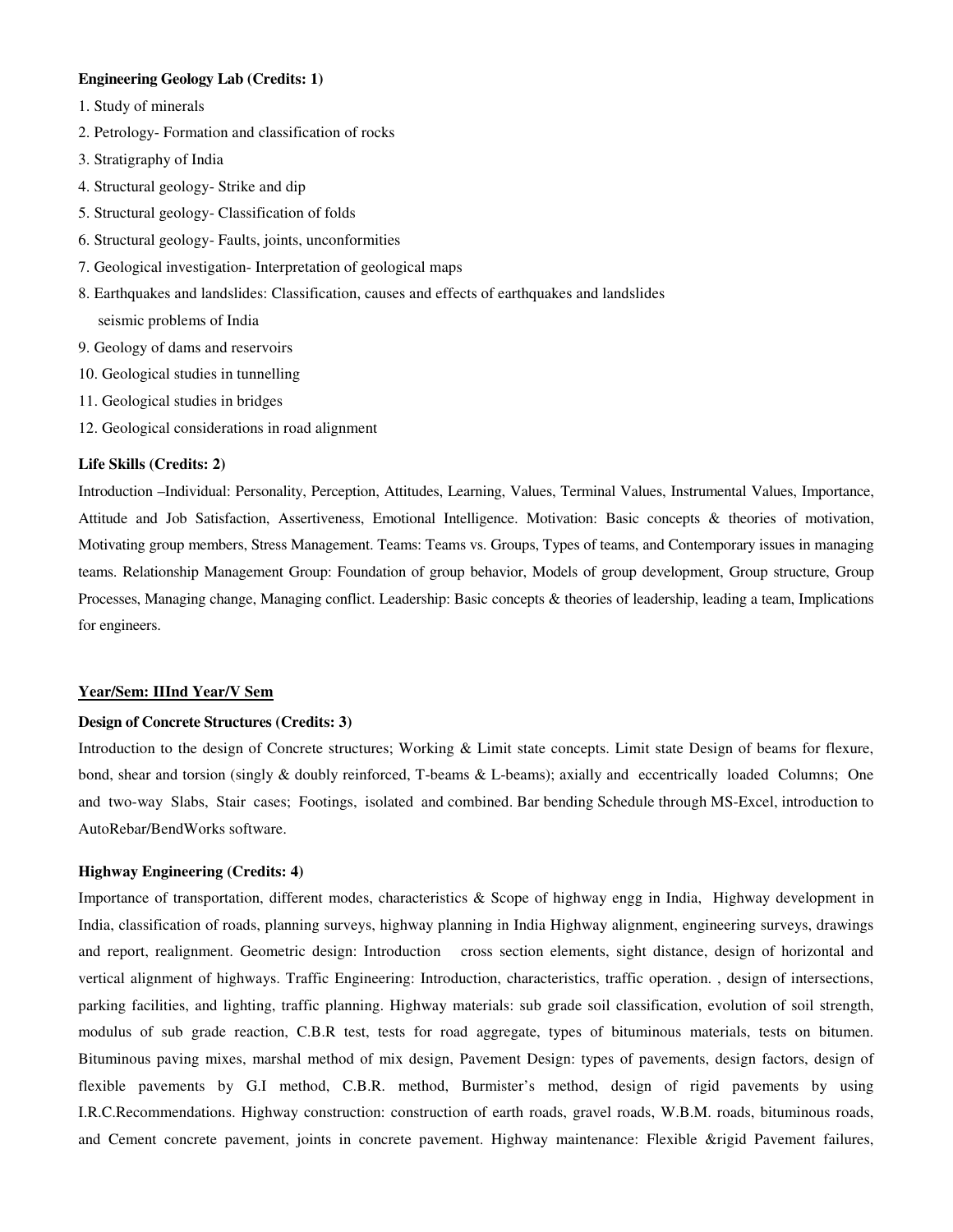**Engineering Geology Lab (Credits: 1)**

1. Study of minerals
2. Petrology- Formation and classification of rocks
3. Stratigraphy of India
4. Structural geology- Strike and dip
5. Structural geology- Classification of folds
6. Structural geology- Faults, joints, unconformities
7. Geological investigation- Interpretation of geological maps
8. Earthquakes and landslides: Classification, causes and effects of earthquakes and landslides seismic problems of India
9. Geology of dams and reservoirs
10. Geological studies in tunnelling
11. Geological studies in bridges
12. Geological considerations in road alignment

**Life Skills (Credits: 2)**

Introduction –Individual: Personality, Perception, Attitudes, Learning, Values, Terminal Values, Instrumental Values, Importance, Attitude and Job Satisfaction, Assertiveness, Emotional Intelligence. Motivation: Basic concepts & theories of motivation, Motivating group members, Stress Management. Teams: Teams vs. Groups, Types of teams, and Contemporary issues in managing teams. Relationship Management Group: Foundation of group behavior, Models of group development, Group structure, Group Processes, Managing change, Managing conflict. Leadership: Basic concepts & theories of leadership, leading a team, Implications for engineers.

**Year/Sem: IIInd Year/V Sem**

**Design of Concrete Structures (Credits: 3)**

Introduction to the design of Concrete structures; Working & Limit state concepts. Limit state Design of beams for flexure, bond, shear and torsion (singly & doubly reinforced, T-beams & L-beams); axially and eccentrically loaded Columns; One and two-way Slabs, Stair cases; Footings, isolated and combined. Bar bending Schedule through MS-Excel, introduction to AutoRebar/BendWorks software.

**Highway Engineering (Credits: 4)**

Importance of transportation, different modes, characteristics & Scope of highway engg in India, Highway development in India, classification of roads, planning surveys, highway planning in India Highway alignment, engineering surveys, drawings and report, realignment. Geometric design: Introduction cross section elements, sight distance, design of horizontal and vertical alignment of highways. Traffic Engineering: Introduction, characteristics, traffic operation. , design of intersections, parking facilities, and lighting, traffic planning. Highway materials: sub grade soil classification, evolution of soil strength, modulus of sub grade reaction, C.B.R test, tests for road aggregate, types of bituminous materials, tests on bitumen. Bituminous paving mixes, marshal method of mix design, Pavement Design: types of pavements, design factors, design of flexible pavements by G.I method, C.B.R. method, Burmister's method, design of rigid pavements by using I.R.C.Recommendations. Highway construction: construction of earth roads, gravel roads, W.B.M. roads, bituminous roads, and Cement concrete pavement, joints in concrete pavement. Highway maintenance: Flexible &rigid Pavement failures,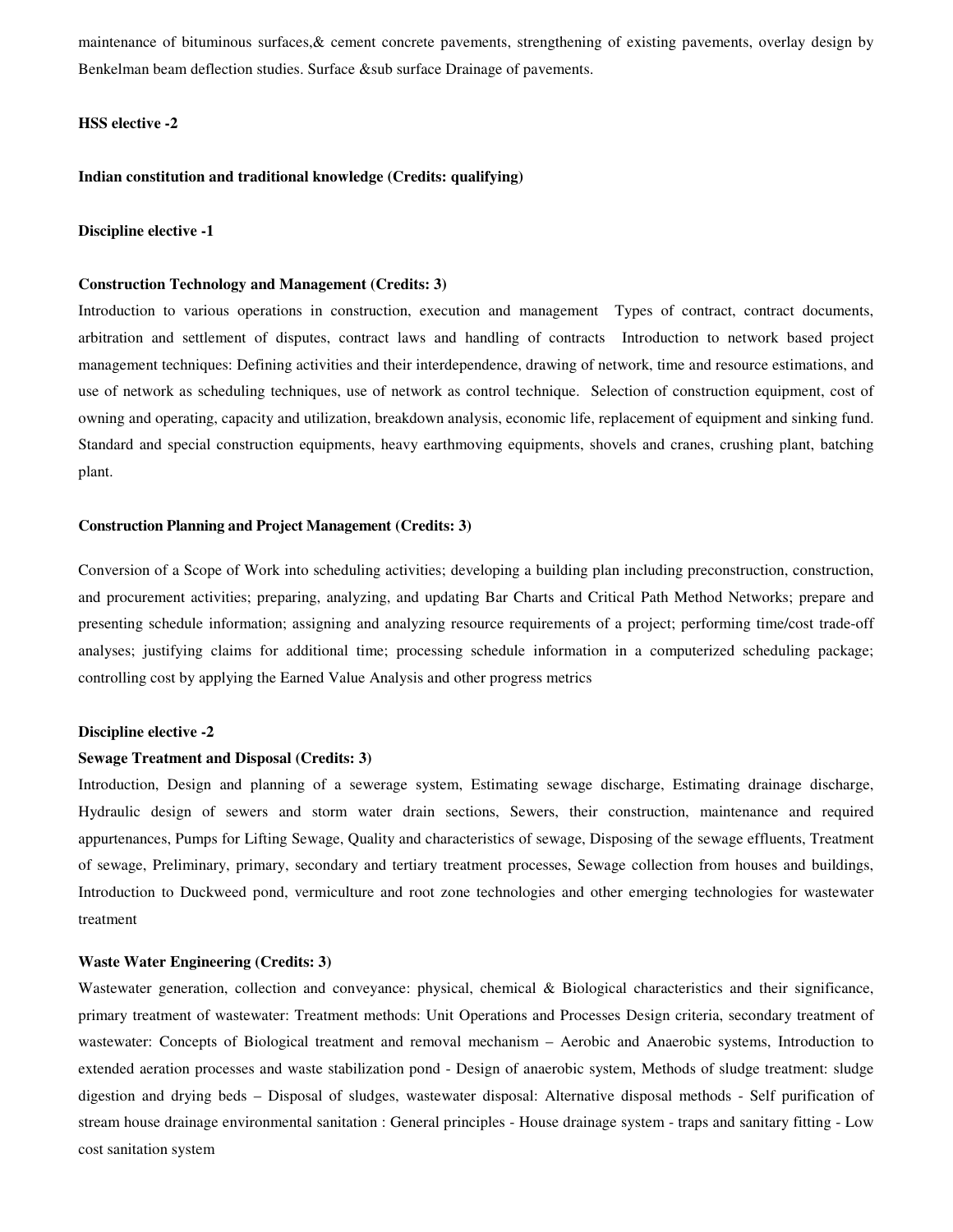maintenance of bituminous surfaces,& cement concrete pavements, strengthening of existing pavements, overlay design by Benkelman beam deflection studies. Surface &sub surface Drainage of pavements.

**HSS elective -2**

**Indian constitution and traditional knowledge (Credits: qualifying)**

**Discipline elective -1**

**Construction Technology and Management (Credits: 3)**

Introduction to various operations in construction, execution and management Types of contract, contract documents, arbitration and settlement of disputes, contract laws and handling of contracts Introduction to network based project management techniques: Defining activities and their interdependence, drawing of network, time and resource estimations, and use of network as scheduling techniques, use of network as control technique. Selection of construction equipment, cost of owning and operating, capacity and utilization, breakdown analysis, economic life, replacement of equipment and sinking fund. Standard and special construction equipments, heavy earthmoving equipments, shovels and cranes, crushing plant, batching plant.

**Construction Planning and Project Management (Credits: 3)**

Conversion of a Scope of Work into scheduling activities; developing a building plan including preconstruction, construction, and procurement activities; preparing, analyzing, and updating Bar Charts and Critical Path Method Networks; prepare and presenting schedule information; assigning and analyzing resource requirements of a project; performing time/cost trade-off analyses; justifying claims for additional time; processing schedule information in a computerized scheduling package; controlling cost by applying the Earned Value Analysis and other progress metrics

**Discipline elective -2**

**Sewage Treatment and Disposal (Credits: 3)**

Introduction, Design and planning of a sewerage system, Estimating sewage discharge, Estimating drainage discharge, Hydraulic design of sewers and storm water drain sections, Sewers, their construction, maintenance and required appurtenances, Pumps for Lifting Sewage, Quality and characteristics of sewage, Disposing of the sewage effluents, Treatment of sewage, Preliminary, primary, secondary and tertiary treatment processes, Sewage collection from houses and buildings, Introduction to Duckweed pond, vermiculture and root zone technologies and other emerging technologies for wastewater treatment

**Waste Water Engineering (Credits: 3)**

Wastewater generation, collection and conveyance: physical, chemical & Biological characteristics and their significance, primary treatment of wastewater: Treatment methods: Unit Operations and Processes Design criteria, secondary treatment of wastewater: Concepts of Biological treatment and removal mechanism – Aerobic and Anaerobic systems, Introduction to extended aeration processes and waste stabilization pond - Design of anaerobic system, Methods of sludge treatment: sludge digestion and drying beds – Disposal of sludges, wastewater disposal: Alternative disposal methods - Self purification of stream house drainage environmental sanitation : General principles - House drainage system - traps and sanitary fitting - Low cost sanitation system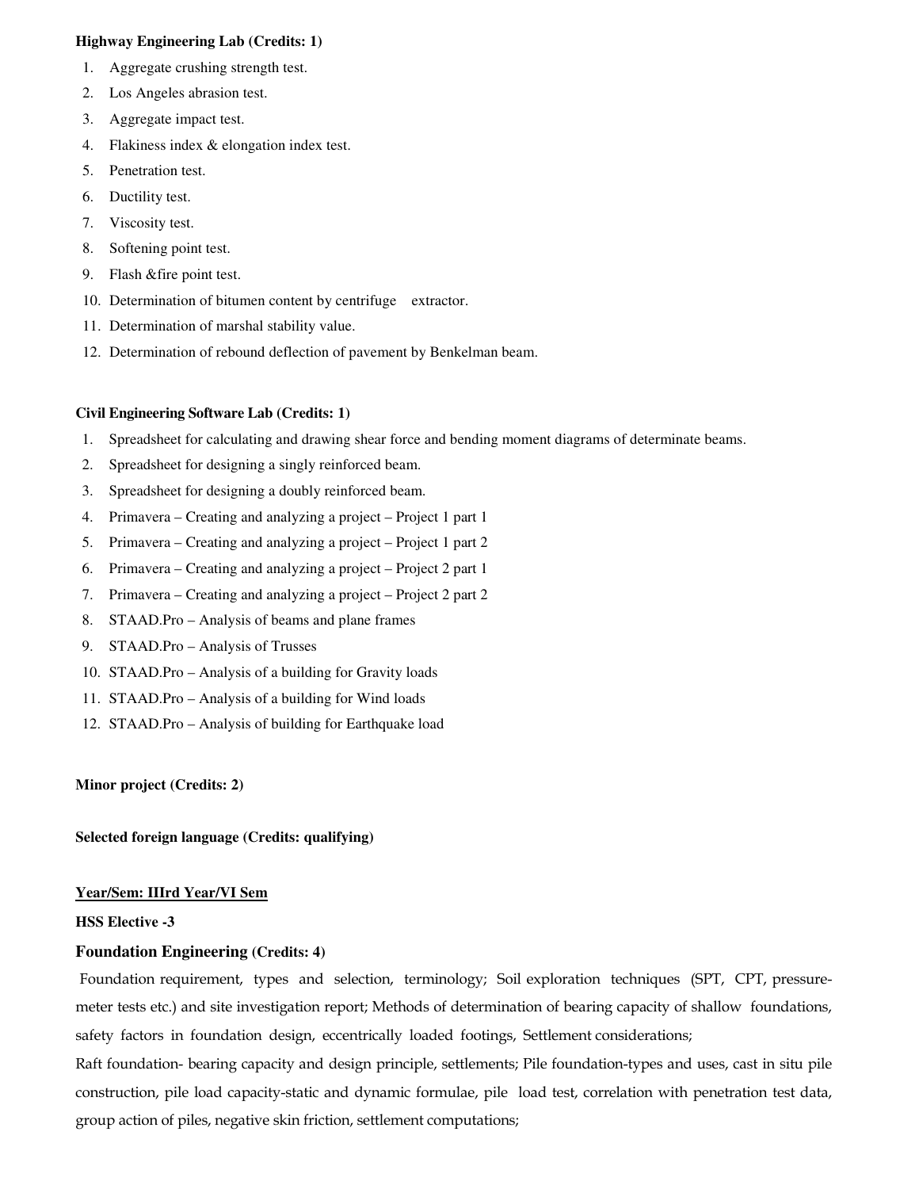**Highway Engineering Lab (Credits: 1)**

1. Aggregate crushing strength test.
2. Los Angeles abrasion test.
3. Aggregate impact test.
4. Flakiness index & elongation index test.
5. Penetration test.
6. Ductility test.
7. Viscosity test.
8. Softening point test.
9. Flash &fire point test.
10. Determination of bitumen content by centrifuge extractor.
11. Determination of marshal stability value.
12. Determination of rebound deflection of pavement by Benkelman beam.

**Civil Engineering Software Lab (Credits: 1)**

1. Spreadsheet for calculating and drawing shear force and bending moment diagrams of determinate beams.
2. Spreadsheet for designing a singly reinforced beam.
3. Spreadsheet for designing a doubly reinforced beam.
4. Primavera – Creating and analyzing a project – Project 1 part 1
5. Primavera – Creating and analyzing a project – Project 1 part 2
6. Primavera – Creating and analyzing a project – Project 2 part 1
7. Primavera – Creating and analyzing a project – Project 2 part 2
8. STAAD.Pro – Analysis of beams and plane frames
9. STAAD.Pro – Analysis of Trusses
10. STAAD.Pro – Analysis of a building for Gravity loads
11. STAAD.Pro – Analysis of a building for Wind loads
12. STAAD.Pro – Analysis of building for Earthquake load

**Minor project (Credits: 2)**

**Selected foreign language (Credits: qualifying)**

**Year/Sem: IIIrd Year/VI Sem**

**HSS Elective -3**

### Foundation Engineering (Credits: 4)

Foundation requirement, types and selection, terminology; Soil exploration techniques (SPT, CPT, pressure-meter tests etc.) and site investigation report; Methods of determination of bearing capacity of shallow foundations, safety factors in foundation design, eccentrically loaded footings, Settlement considerations;

Raft foundation- bearing capacity and design principle, settlements; Pile foundation-types and uses, cast in situ pile construction, pile load capacity-static and dynamic formulae, pile load test, correlation with penetration test data, group action of piles, negative skin friction, settlement computations;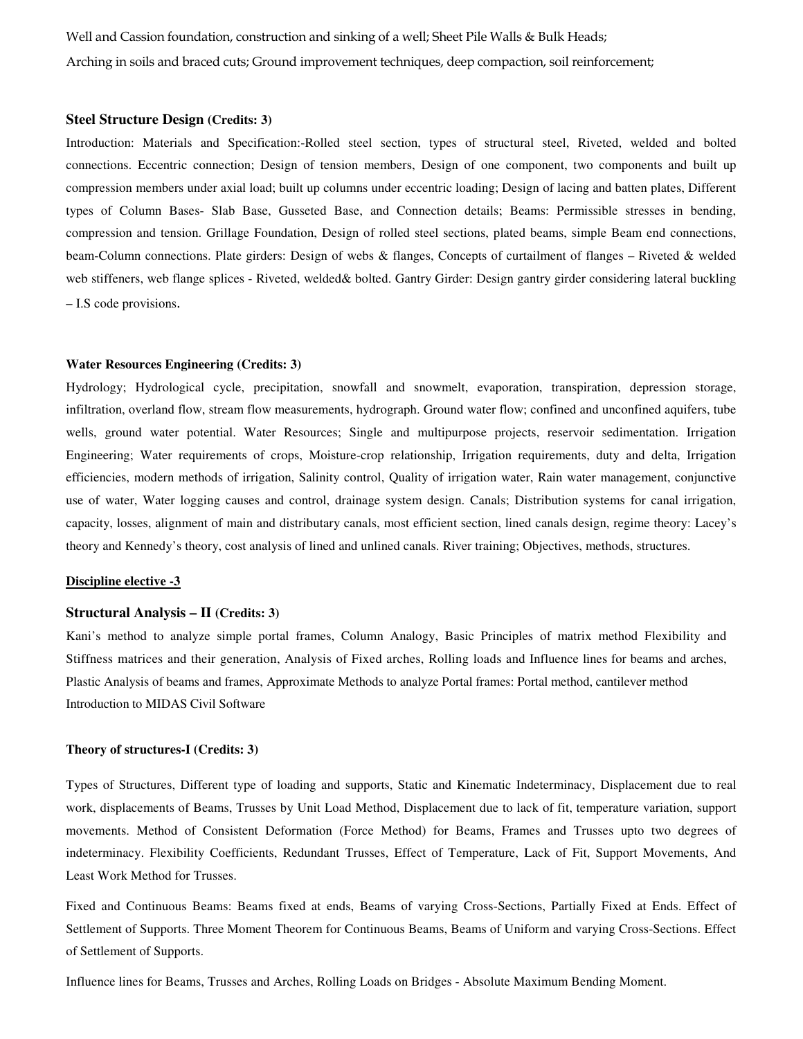Well and Cassion foundation, construction and sinking of a well; Sheet Pile Walls & Bulk Heads;
Arching in soils and braced cuts; Ground improvement techniques, deep compaction, soil reinforcement;

### Steel Structure Design (Credits: 3)

Introduction: Materials and Specification:-Rolled steel section, types of structural steel, Riveted, welded and bolted connections. Eccentric connection; Design of tension members, Design of one component, two components and built up compression members under axial load; built up columns under eccentric loading; Design of lacing and batten plates, Different types of Column Bases- Slab Base, Gusseted Base, and Connection details; Beams: Permissible stresses in bending, compression and tension. Grillage Foundation, Design of rolled steel sections, plated beams, simple Beam end connections, beam-Column connections. Plate girders: Design of webs & flanges, Concepts of curtailment of flanges – Riveted & welded web stiffeners, web flange splices - Riveted, welded& bolted. Gantry Girder: Design gantry girder considering lateral buckling – I.S code provisions.

### Water Resources Engineering (Credits: 3)

Hydrology; Hydrological cycle, precipitation, snowfall and snowmelt, evaporation, transpiration, depression storage, infiltration, overland flow, stream flow measurements, hydrograph. Ground water flow; confined and unconfined aquifers, tube wells, ground water potential. Water Resources; Single and multipurpose projects, reservoir sedimentation. Irrigation Engineering; Water requirements of crops, Moisture-crop relationship, Irrigation requirements, duty and delta, Irrigation efficiencies, modern methods of irrigation, Salinity control, Quality of irrigation water, Rain water management, conjunctive use of water, Water logging causes and control, drainage system design. Canals; Distribution systems for canal irrigation, capacity, losses, alignment of main and distributary canals, most efficient section, lined canals design, regime theory: Lacey's theory and Kennedy's theory, cost analysis of lined and unlined canals. River training; Objectives, methods, structures.

**Discipline elective -3**

### Structural Analysis – II (Credits: 3)

Kani's method to analyze simple portal frames, Column Analogy, Basic Principles of matrix method Flexibility and Stiffness matrices and their generation, Analysis of Fixed arches, Rolling loads and Influence lines for beams and arches, Plastic Analysis of beams and frames, Approximate Methods to analyze Portal frames: Portal method, cantilever method
Introduction to MIDAS Civil Software

### Theory of structures-I (Credits: 3)

Types of Structures, Different type of loading and supports, Static and Kinematic Indeterminacy, Displacement due to real work, displacements of Beams, Trusses by Unit Load Method, Displacement due to lack of fit, temperature variation, support movements. Method of Consistent Deformation (Force Method) for Beams, Frames and Trusses upto two degrees of indeterminacy. Flexibility Coefficients, Redundant Trusses, Effect of Temperature, Lack of Fit, Support Movements, And Least Work Method for Trusses.

Fixed and Continuous Beams: Beams fixed at ends, Beams of varying Cross-Sections, Partially Fixed at Ends. Effect of Settlement of Supports. Three Moment Theorem for Continuous Beams, Beams of Uniform and varying Cross-Sections. Effect of Settlement of Supports.

Influence lines for Beams, Trusses and Arches, Rolling Loads on Bridges - Absolute Maximum Bending Moment.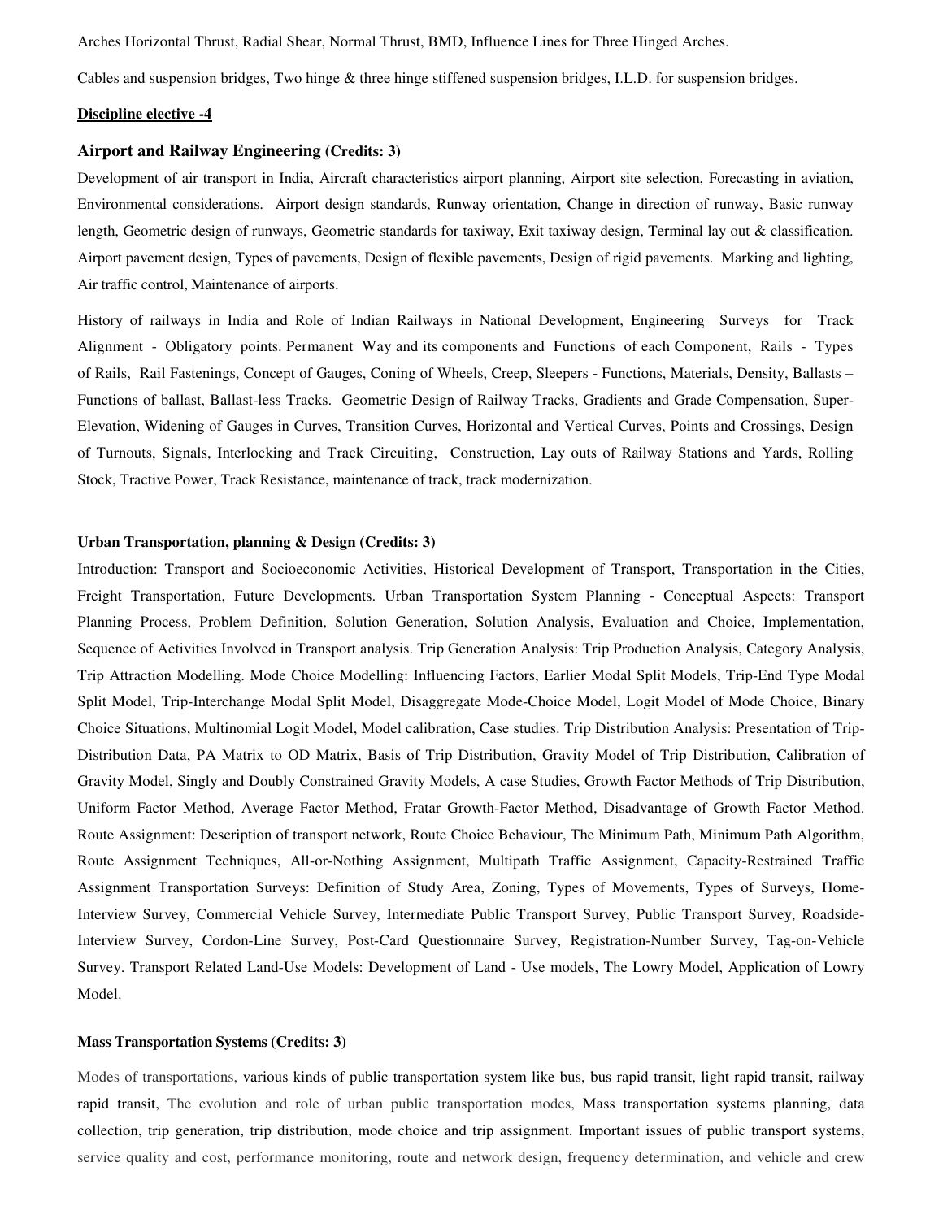Arches Horizontal Thrust, Radial Shear, Normal Thrust, BMD, Influence Lines for Three Hinged Arches.

Cables and suspension bridges, Two hinge & three hinge stiffened suspension bridges, I.L.D. for suspension bridges.

**Discipline elective -4**

### Airport and Railway Engineering (Credits: 3)

Development of air transport in India, Aircraft characteristics airport planning, Airport site selection, Forecasting in aviation, Environmental considerations. Airport design standards, Runway orientation, Change in direction of runway, Basic runway length, Geometric design of runways, Geometric standards for taxiway, Exit taxiway design, Terminal lay out & classification. Airport pavement design, Types of pavements, Design of flexible pavements, Design of rigid pavements. Marking and lighting, Air traffic control, Maintenance of airports.

History of railways in India and Role of Indian Railways in National Development, Engineering Surveys for Track Alignment - Obligatory points. Permanent Way and its components and Functions of each Component, Rails - Types of Rails, Rail Fastenings, Concept of Gauges, Coning of Wheels, Creep, Sleepers - Functions, Materials, Density, Ballasts – Functions of ballast, Ballast-less Tracks. Geometric Design of Railway Tracks, Gradients and Grade Compensation, Super-Elevation, Widening of Gauges in Curves, Transition Curves, Horizontal and Vertical Curves, Points and Crossings, Design of Turnouts, Signals, Interlocking and Track Circuiting, Construction, Lay outs of Railway Stations and Yards, Rolling Stock, Tractive Power, Track Resistance, maintenance of track, track modernization.

### Urban Transportation, planning & Design (Credits: 3)

Introduction: Transport and Socioeconomic Activities, Historical Development of Transport, Transportation in the Cities, Freight Transportation, Future Developments. Urban Transportation System Planning - Conceptual Aspects: Transport Planning Process, Problem Definition, Solution Generation, Solution Analysis, Evaluation and Choice, Implementation, Sequence of Activities Involved in Transport analysis. Trip Generation Analysis: Trip Production Analysis, Category Analysis, Trip Attraction Modelling. Mode Choice Modelling: Influencing Factors, Earlier Modal Split Models, Trip-End Type Modal Split Model, Trip-Interchange Modal Split Model, Disaggregate Mode-Choice Model, Logit Model of Mode Choice, Binary Choice Situations, Multinomial Logit Model, Model calibration, Case studies. Trip Distribution Analysis: Presentation of Trip-Distribution Data, PA Matrix to OD Matrix, Basis of Trip Distribution, Gravity Model of Trip Distribution, Calibration of Gravity Model, Singly and Doubly Constrained Gravity Models, A case Studies, Growth Factor Methods of Trip Distribution, Uniform Factor Method, Average Factor Method, Fratar Growth-Factor Method, Disadvantage of Growth Factor Method. Route Assignment: Description of transport network, Route Choice Behaviour, The Minimum Path, Minimum Path Algorithm, Route Assignment Techniques, All-or-Nothing Assignment, Multipath Traffic Assignment, Capacity-Restrained Traffic Assignment Transportation Surveys: Definition of Study Area, Zoning, Types of Movements, Types of Surveys, Home-Interview Survey, Commercial Vehicle Survey, Intermediate Public Transport Survey, Public Transport Survey, Roadside-Interview Survey, Cordon-Line Survey, Post-Card Questionnaire Survey, Registration-Number Survey, Tag-on-Vehicle Survey. Transport Related Land-Use Models: Development of Land - Use models, The Lowry Model, Application of Lowry Model.

### Mass Transportation Systems (Credits: 3)

Modes of transportations, various kinds of public transportation system like bus, bus rapid transit, light rapid transit, railway rapid transit, The evolution and role of urban public transportation modes, Mass transportation systems planning, data collection, trip generation, trip distribution, mode choice and trip assignment. Important issues of public transport systems, service quality and cost, performance monitoring, route and network design, frequency determination, and vehicle and crew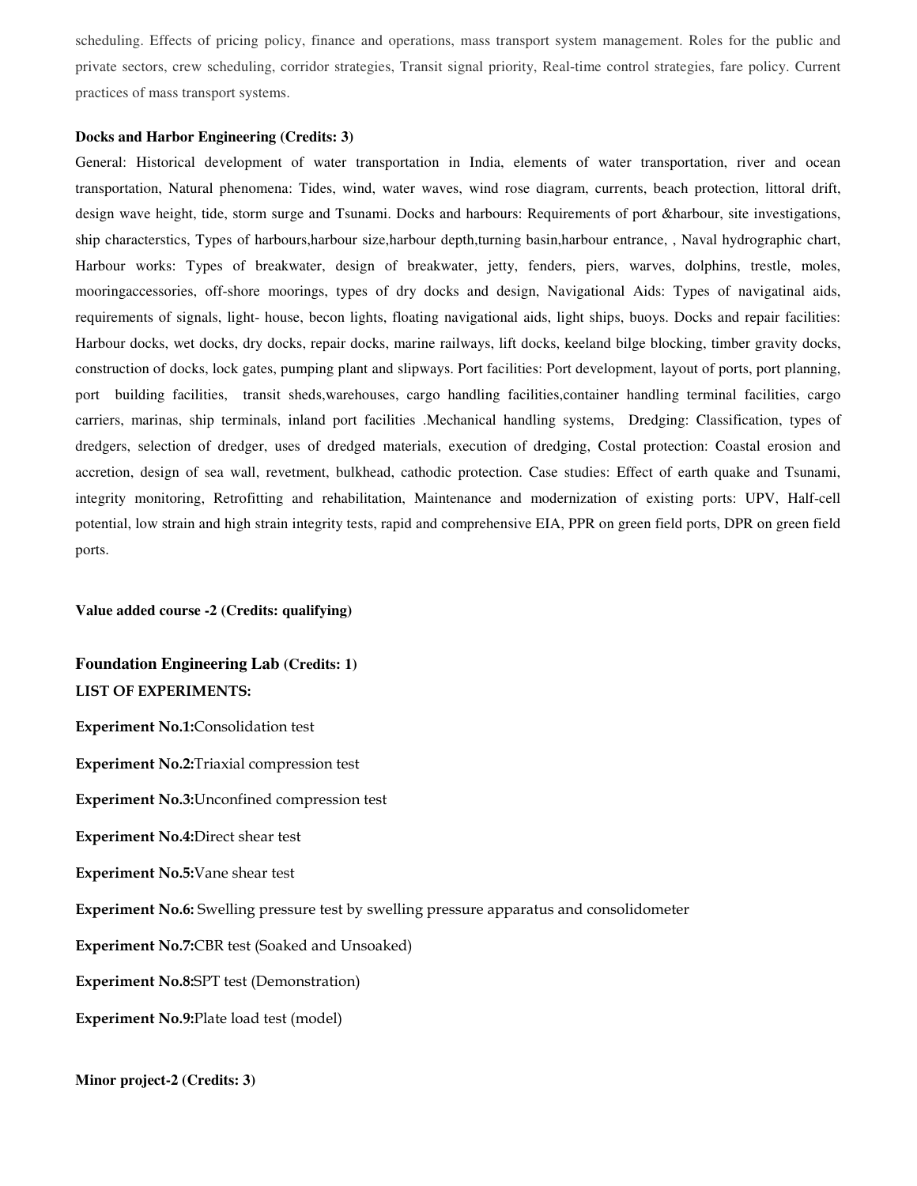scheduling. Effects of pricing policy, finance and operations, mass transport system management. Roles for the public and private sectors, crew scheduling, corridor strategies, Transit signal priority, Real-time control strategies, fare policy. Current practices of mass transport systems.

**Docks and Harbor Engineering (Credits: 3)**

General: Historical development of water transportation in India, elements of water transportation, river and ocean transportation, Natural phenomena: Tides, wind, water waves, wind rose diagram, currents, beach protection, littoral drift, design wave height, tide, storm surge and Tsunami. Docks and harbours: Requirements of port &harbour, site investigations, ship characterstics, Types of harbours,harbour size,harbour depth,turning basin,harbour entrance, , Naval hydrographic chart, Harbour works: Types of breakwater, design of breakwater, jetty, fenders, piers, warves, dolphins, trestle, moles, mooringaccessories, off-shore moorings, types of dry docks and design, Navigational Aids: Types of navigatinal aids, requirements of signals, light- house, becon lights, floating navigational aids, light ships, buoys. Docks and repair facilities: Harbour docks, wet docks, dry docks, repair docks, marine railways, lift docks, keeland bilge blocking, timber gravity docks, construction of docks, lock gates, pumping plant and slipways. Port facilities: Port development, layout of ports, port planning, port building facilities, transit sheds,warehouses, cargo handling facilities,container handling terminal facilities, cargo carriers, marinas, ship terminals, inland port facilities .Mechanical handling systems, Dredging: Classification, types of dredgers, selection of dredger, uses of dredged materials, execution of dredging, Costal protection: Coastal erosion and accretion, design of sea wall, revetment, bulkhead, cathodic protection. Case studies: Effect of earth quake and Tsunami, integrity monitoring, Retrofitting and rehabilitation, Maintenance and modernization of existing ports: UPV, Half-cell potential, low strain and high strain integrity tests, rapid and comprehensive EIA, PPR on green field ports, DPR on green field ports.

**Value added course -2 (Credits: qualifying)**

**Foundation Engineering Lab (Credits: 1)**

**LIST OF EXPERIMENTS:**

**Experiment No.1:**Consolidation test

**Experiment No.2:**Triaxial compression test

**Experiment No.3:**Unconfined compression test

**Experiment No.4:**Direct shear test

**Experiment No.5:**Vane shear test

**Experiment No.6:** Swelling pressure test by swelling pressure apparatus and consolidometer

**Experiment No.7:**CBR test (Soaked and Unsoaked)

**Experiment No.8:**SPT test (Demonstration)

**Experiment No.9:**Plate load test (model)

**Minor project-2 (Credits: 3)**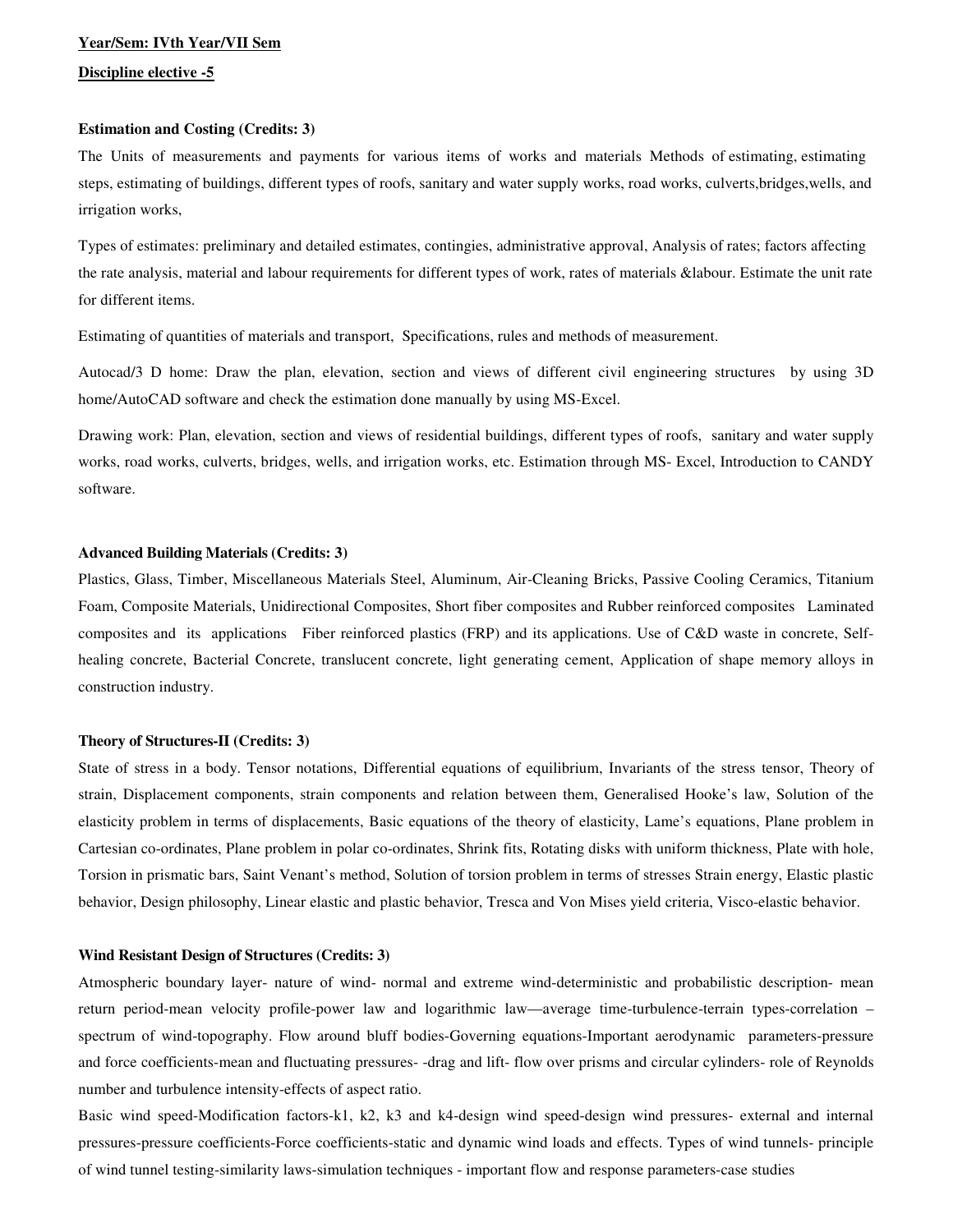**Year/Sem: IVth Year/VII Sem**

**Discipline elective -5**

**Estimation and Costing (Credits: 3)**

The Units of measurements and payments for various items of works and materials Methods of estimating, estimating steps, estimating of buildings, different types of roofs, sanitary and water supply works, road works, culverts,bridges,wells, and irrigation works,

Types of estimates: preliminary and detailed estimates, contingies, administrative approval, Analysis of rates; factors affecting the rate analysis, material and labour requirements for different types of work, rates of materials &labour. Estimate the unit rate for different items.

Estimating of quantities of materials and transport, Specifications, rules and methods of measurement.

Autocad/3 D home: Draw the plan, elevation, section and views of different civil engineering structures by using 3D home/AutoCAD software and check the estimation done manually by using MS-Excel.

Drawing work: Plan, elevation, section and views of residential buildings, different types of roofs, sanitary and water supply works, road works, culverts, bridges, wells, and irrigation works, etc. Estimation through MS- Excel, Introduction to CANDY software.

**Advanced Building Materials (Credits: 3)**

Plastics, Glass, Timber, Miscellaneous Materials Steel, Aluminum, Air-Cleaning Bricks, Passive Cooling Ceramics, Titanium Foam, Composite Materials, Unidirectional Composites, Short fiber composites and Rubber reinforced composites Laminated composites and its applications Fiber reinforced plastics (FRP) and its applications. Use of C&D waste in concrete, Self-healing concrete, Bacterial Concrete, translucent concrete, light generating cement, Application of shape memory alloys in construction industry.

**Theory of Structures-II (Credits: 3)**

State of stress in a body. Tensor notations, Differential equations of equilibrium, Invariants of the stress tensor, Theory of strain, Displacement components, strain components and relation between them, Generalised Hooke's law, Solution of the elasticity problem in terms of displacements, Basic equations of the theory of elasticity, Lame's equations, Plane problem in Cartesian co-ordinates, Plane problem in polar co-ordinates, Shrink fits, Rotating disks with uniform thickness, Plate with hole, Torsion in prismatic bars, Saint Venant's method, Solution of torsion problem in terms of stresses Strain energy, Elastic plastic behavior, Design philosophy, Linear elastic and plastic behavior, Tresca and Von Mises yield criteria, Visco-elastic behavior.

**Wind Resistant Design of Structures (Credits: 3)**

Atmospheric boundary layer- nature of wind- normal and extreme wind-deterministic and probabilistic description- mean return period-mean velocity profile-power law and logarithmic law—average time-turbulence-terrain types-correlation – spectrum of wind-topography. Flow around bluff bodies-Governing equations-Important aerodynamic parameters-pressure and force coefficients-mean and fluctuating pressures- -drag and lift- flow over prisms and circular cylinders- role of Reynolds number and turbulence intensity-effects of aspect ratio.

Basic wind speed-Modification factors-k1, k2, k3 and k4-design wind speed-design wind pressures- external and internal pressures-pressure coefficients-Force coefficients-static and dynamic wind loads and effects. Types of wind tunnels- principle of wind tunnel testing-similarity laws-simulation techniques - important flow and response parameters-case studies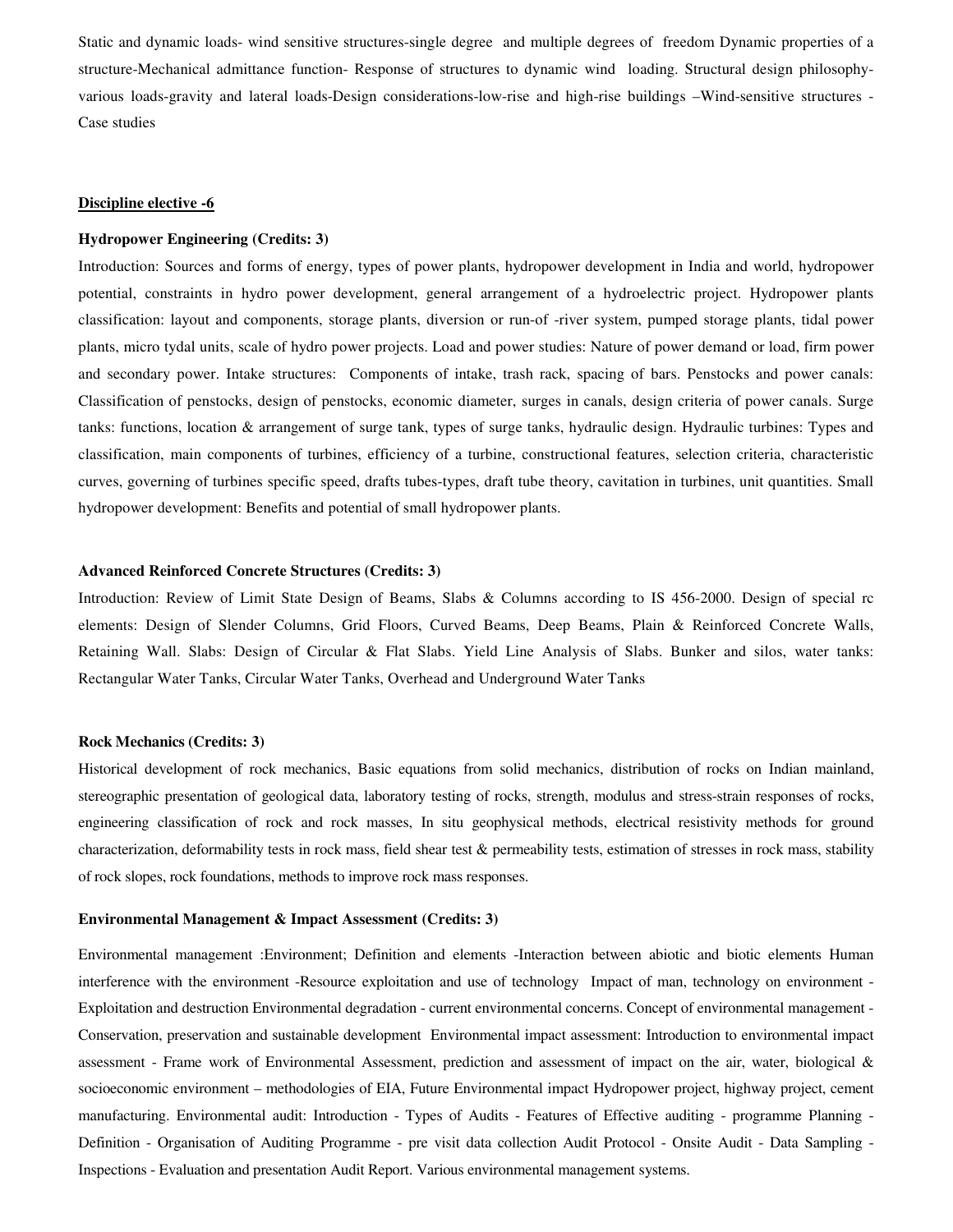Static and dynamic loads- wind sensitive structures-single degree and multiple degrees of freedom Dynamic properties of a structure-Mechanical admittance function- Response of structures to dynamic wind loading. Structural design philosophy-various loads-gravity and lateral loads-Design considerations-low-rise and high-rise buildings –Wind-sensitive structures - Case studies

## Discipline elective -6

**Hydropower Engineering (Credits: 3)**

Introduction: Sources and forms of energy, types of power plants, hydropower development in India and world, hydropower potential, constraints in hydro power development, general arrangement of a hydroelectric project. Hydropower plants classification: layout and components, storage plants, diversion or run-of -river system, pumped storage plants, tidal power plants, micro tydal units, scale of hydro power projects. Load and power studies: Nature of power demand or load, firm power and secondary power. Intake structures: Components of intake, trash rack, spacing of bars. Penstocks and power canals: Classification of penstocks, design of penstocks, economic diameter, surges in canals, design criteria of power canals. Surge tanks: functions, location & arrangement of surge tank, types of surge tanks, hydraulic design. Hydraulic turbines: Types and classification, main components of turbines, efficiency of a turbine, constructional features, selection criteria, characteristic curves, governing of turbines specific speed, drafts tubes-types, draft tube theory, cavitation in turbines, unit quantities. Small hydropower development: Benefits and potential of small hydropower plants.

**Advanced Reinforced Concrete Structures (Credits: 3)**

Introduction: Review of Limit State Design of Beams, Slabs & Columns according to IS 456-2000. Design of special rc elements: Design of Slender Columns, Grid Floors, Curved Beams, Deep Beams, Plain & Reinforced Concrete Walls, Retaining Wall. Slabs: Design of Circular & Flat Slabs. Yield Line Analysis of Slabs. Bunker and silos, water tanks: Rectangular Water Tanks, Circular Water Tanks, Overhead and Underground Water Tanks

**Rock Mechanics (Credits: 3)**

Historical development of rock mechanics, Basic equations from solid mechanics, distribution of rocks on Indian mainland, stereographic presentation of geological data, laboratory testing of rocks, strength, modulus and stress-strain responses of rocks, engineering classification of rock and rock masses, In situ geophysical methods, electrical resistivity methods for ground characterization, deformability tests in rock mass, field shear test & permeability tests, estimation of stresses in rock mass, stability of rock slopes, rock foundations, methods to improve rock mass responses.

**Environmental Management & Impact Assessment (Credits: 3)**

Environmental management :Environment; Definition and elements -Interaction between abiotic and biotic elements Human interference with the environment -Resource exploitation and use of technology Impact of man, technology on environment - Exploitation and destruction Environmental degradation - current environmental concerns. Concept of environmental management - Conservation, preservation and sustainable development Environmental impact assessment: Introduction to environmental impact assessment - Frame work of Environmental Assessment, prediction and assessment of impact on the air, water, biological & socioeconomic environment – methodologies of EIA, Future Environmental impact Hydropower project, highway project, cement manufacturing. Environmental audit: Introduction - Types of Audits - Features of Effective auditing - programme Planning - Definition - Organisation of Auditing Programme - pre visit data collection Audit Protocol - Onsite Audit - Data Sampling - Inspections - Evaluation and presentation Audit Report. Various environmental management systems.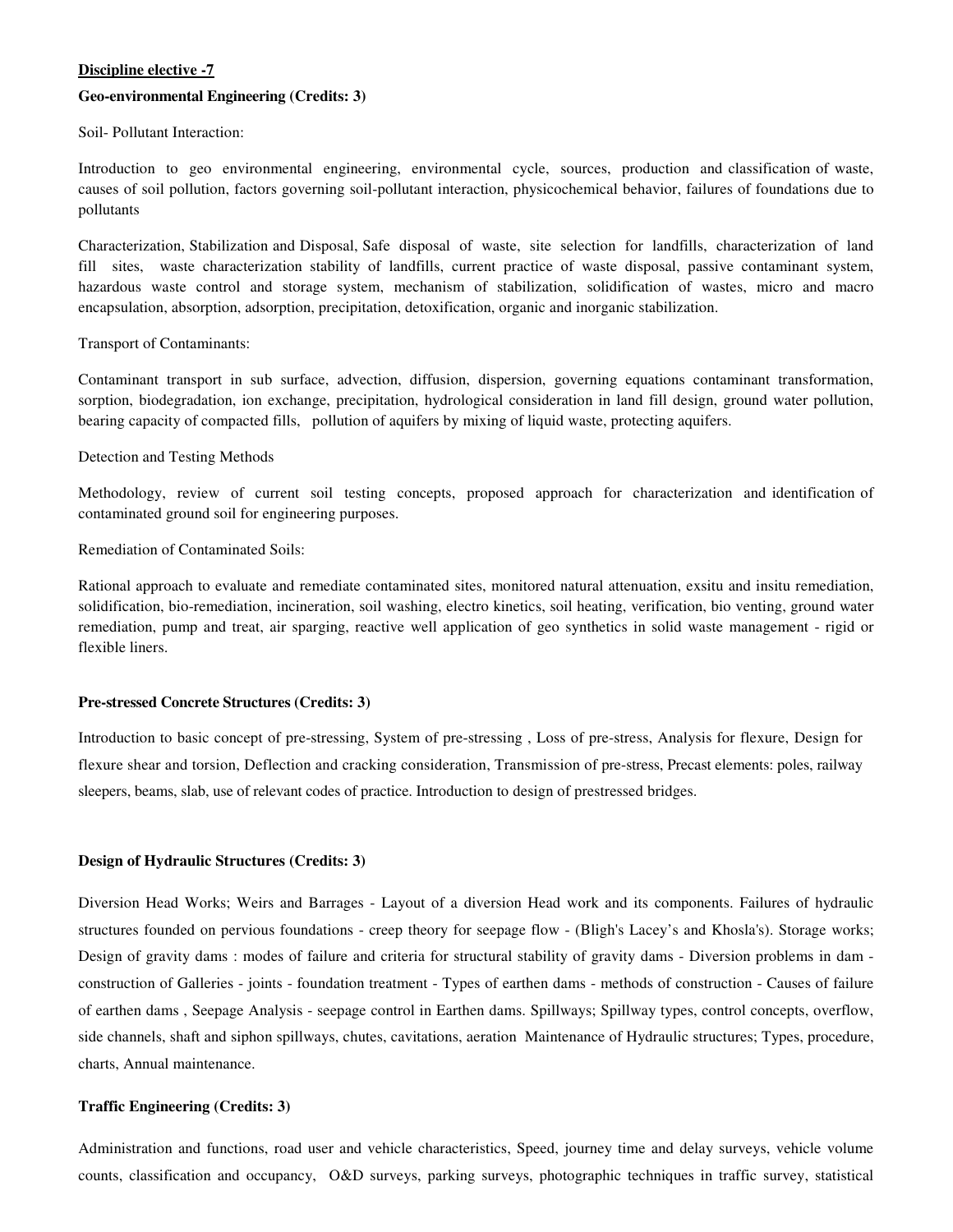**Discipline elective -7**

**Geo-environmental Engineering (Credits: 3)**

Soil- Pollutant Interaction:

Introduction to geo environmental engineering, environmental cycle, sources, production and classification of waste, causes of soil pollution, factors governing soil-pollutant interaction, physicochemical behavior, failures of foundations due to pollutants

Characterization, Stabilization and Disposal, Safe disposal of waste, site selection for landfills, characterization of land fill sites, waste characterization stability of landfills, current practice of waste disposal, passive contaminant system, hazardous waste control and storage system, mechanism of stabilization, solidification of wastes, micro and macro encapsulation, absorption, adsorption, precipitation, detoxification, organic and inorganic stabilization.

Transport of Contaminants:

Contaminant transport in sub surface, advection, diffusion, dispersion, governing equations contaminant transformation, sorption, biodegradation, ion exchange, precipitation, hydrological consideration in land fill design, ground water pollution, bearing capacity of compacted fills, pollution of aquifers by mixing of liquid waste, protecting aquifers.

Detection and Testing Methods

Methodology, review of current soil testing concepts, proposed approach for characterization and identification of contaminated ground soil for engineering purposes.

Remediation of Contaminated Soils:

Rational approach to evaluate and remediate contaminated sites, monitored natural attenuation, exsitu and insitu remediation, solidification, bio-remediation, incineration, soil washing, electro kinetics, soil heating, verification, bio venting, ground water remediation, pump and treat, air sparging, reactive well application of geo synthetics in solid waste management - rigid or flexible liners.

**Pre-stressed Concrete Structures (Credits: 3)**

Introduction to basic concept of pre-stressing, System of pre-stressing , Loss of pre-stress, Analysis for flexure, Design for flexure shear and torsion, Deflection and cracking consideration, Transmission of pre-stress, Precast elements: poles, railway sleepers, beams, slab, use of relevant codes of practice. Introduction to design of prestressed bridges.

**Design of Hydraulic Structures (Credits: 3)**

Diversion Head Works; Weirs and Barrages - Layout of a diversion Head work and its components. Failures of hydraulic structures founded on pervious foundations - creep theory for seepage flow - (Bligh's Lacey's and Khosla's). Storage works; Design of gravity dams : modes of failure and criteria for structural stability of gravity dams - Diversion problems in dam - construction of Galleries - joints - foundation treatment - Types of earthen dams - methods of construction - Causes of failure of earthen dams , Seepage Analysis - seepage control in Earthen dams. Spillways; Spillway types, control concepts, overflow, side channels, shaft and siphon spillways, chutes, cavitations, aeration Maintenance of Hydraulic structures; Types, procedure, charts, Annual maintenance.

**Traffic Engineering (Credits: 3)**

Administration and functions, road user and vehicle characteristics, Speed, journey time and delay surveys, vehicle volume counts, classification and occupancy, O&D surveys, parking surveys, photographic techniques in traffic survey, statistical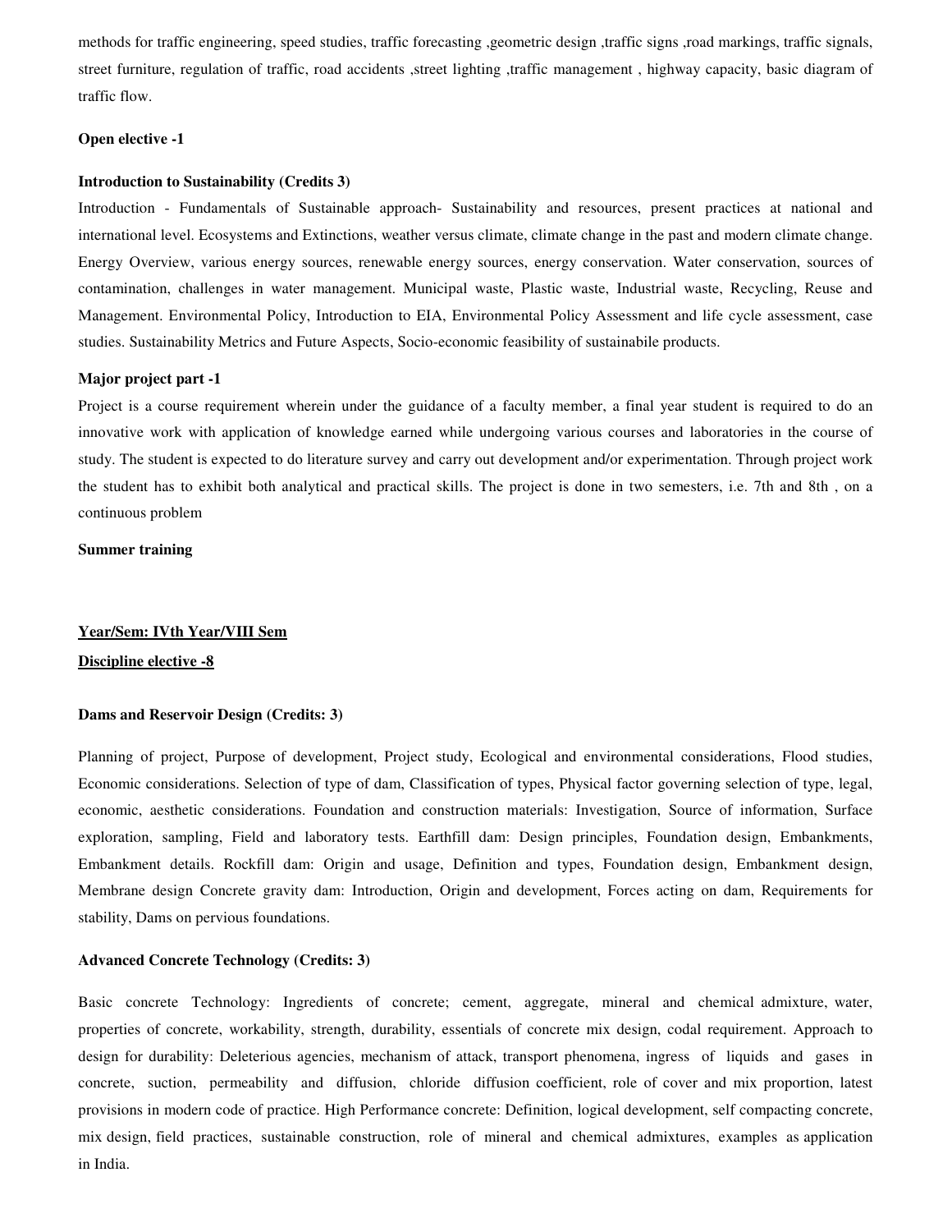methods for traffic engineering, speed studies, traffic forecasting ,geometric design ,traffic signs ,road markings, traffic signals, street furniture, regulation of traffic, road accidents ,street lighting ,traffic management , highway capacity, basic diagram of traffic flow.

**Open elective -1**

**Introduction to Sustainability (Credits 3)**

Introduction - Fundamentals of Sustainable approach- Sustainability and resources, present practices at national and international level. Ecosystems and Extinctions, weather versus climate, climate change in the past and modern climate change. Energy Overview, various energy sources, renewable energy sources, energy conservation. Water conservation, sources of contamination, challenges in water management. Municipal waste, Plastic waste, Industrial waste, Recycling, Reuse and Management. Environmental Policy, Introduction to EIA, Environmental Policy Assessment and life cycle assessment, case studies. Sustainability Metrics and Future Aspects, Socio-economic feasibility of sustainabile products.

**Major project part -1**

Project is a course requirement wherein under the guidance of a faculty member, a final year student is required to do an innovative work with application of knowledge earned while undergoing various courses and laboratories in the course of study. The student is expected to do literature survey and carry out development and/or experimentation. Through project work the student has to exhibit both analytical and practical skills. The project is done in two semesters, i.e. 7th and 8th , on a continuous problem

**Summer training**

**Year/Sem: IVth Year/VIII Sem**

**Discipline elective -8**

**Dams and Reservoir Design (Credits: 3)**

Planning of project, Purpose of development, Project study, Ecological and environmental considerations, Flood studies, Economic considerations. Selection of type of dam, Classification of types, Physical factor governing selection of type, legal, economic, aesthetic considerations. Foundation and construction materials: Investigation, Source of information, Surface exploration, sampling, Field and laboratory tests. Earthfill dam: Design principles, Foundation design, Embankments, Embankment details. Rockfill dam: Origin and usage, Definition and types, Foundation design, Embankment design, Membrane design Concrete gravity dam: Introduction, Origin and development, Forces acting on dam, Requirements for stability, Dams on pervious foundations.

**Advanced Concrete Technology (Credits: 3)**

Basic concrete Technology: Ingredients of concrete; cement, aggregate, mineral and chemical admixture, water, properties of concrete, workability, strength, durability, essentials of concrete mix design, codal requirement. Approach to design for durability: Deleterious agencies, mechanism of attack, transport phenomena, ingress of liquids and gases in concrete, suction, permeability and diffusion, chloride diffusion coefficient, role of cover and mix proportion, latest provisions in modern code of practice. High Performance concrete: Definition, logical development, self compacting concrete, mix design, field practices, sustainable construction, role of mineral and chemical admixtures, examples as application in India.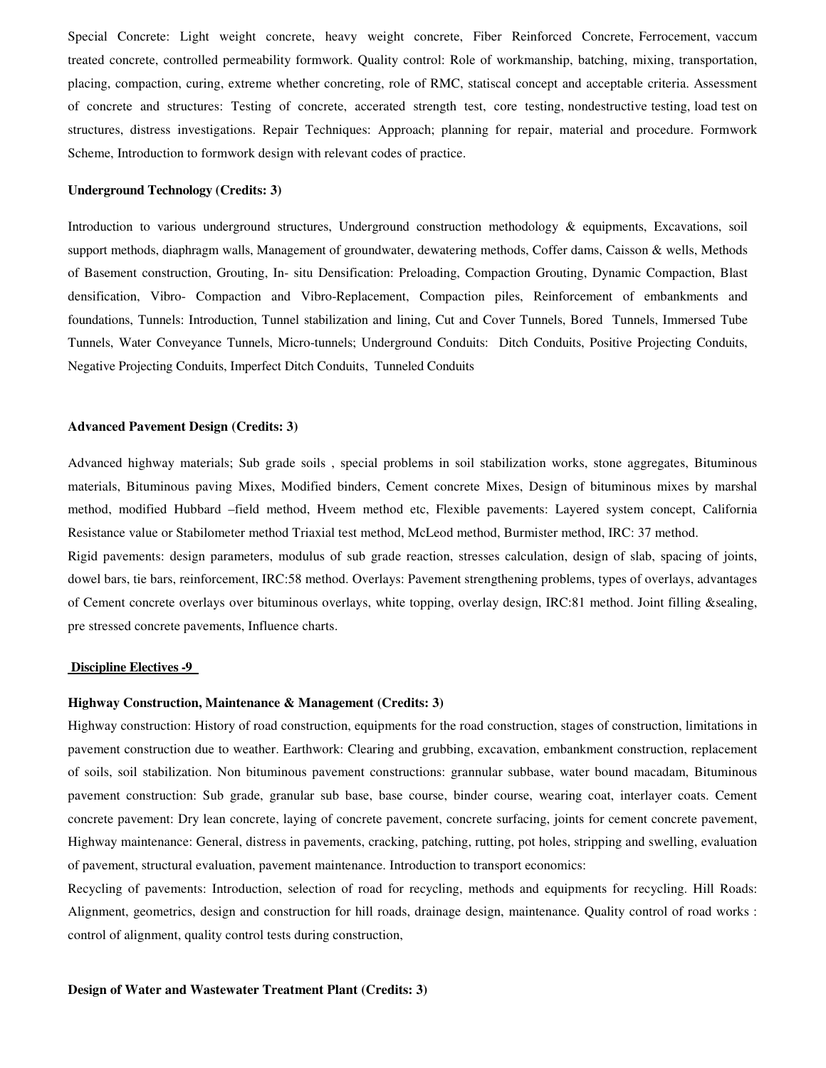Special Concrete: Light weight concrete, heavy weight concrete, Fiber Reinforced Concrete, Ferrocement, vaccum treated concrete, controlled permeability formwork. Quality control: Role of workmanship, batching, mixing, transportation, placing, compaction, curing, extreme whether concreting, role of RMC, statiscal concept and acceptable criteria. Assessment of concrete and structures: Testing of concrete, accerated strength test, core testing, nondestructive testing, load test on structures, distress investigations. Repair Techniques: Approach; planning for repair, material and procedure. Formwork Scheme, Introduction to formwork design with relevant codes of practice.

**Underground Technology (Credits: 3)**

Introduction to various underground structures, Underground construction methodology & equipments, Excavations, soil support methods, diaphragm walls, Management of groundwater, dewatering methods, Coffer dams, Caisson & wells, Methods of Basement construction, Grouting, In- situ Densification: Preloading, Compaction Grouting, Dynamic Compaction, Blast densification, Vibro- Compaction and Vibro-Replacement, Compaction piles, Reinforcement of embankments and foundations, Tunnels: Introduction, Tunnel stabilization and lining, Cut and Cover Tunnels, Bored Tunnels, Immersed Tube Tunnels, Water Conveyance Tunnels, Micro-tunnels; Underground Conduits: Ditch Conduits, Positive Projecting Conduits, Negative Projecting Conduits, Imperfect Ditch Conduits, Tunneled Conduits

**Advanced Pavement Design (Credits: 3)**

Advanced highway materials; Sub grade soils , special problems in soil stabilization works, stone aggregates, Bituminous materials, Bituminous paving Mixes, Modified binders, Cement concrete Mixes, Design of bituminous mixes by marshal method, modified Hubbard –field method, Hveem method etc, Flexible pavements: Layered system concept, California Resistance value or Stabilometer method Triaxial test method, McLeod method, Burmister method, IRC: 37 method.
Rigid pavements: design parameters, modulus of sub grade reaction, stresses calculation, design of slab, spacing of joints, dowel bars, tie bars, reinforcement, IRC:58 method. Overlays: Pavement strengthening problems, types of overlays, advantages of Cement concrete overlays over bituminous overlays, white topping, overlay design, IRC:81 method. Joint filling &sealing, pre stressed concrete pavements, Influence charts.

**Discipline Electives -9**

**Highway Construction, Maintenance & Management (Credits: 3)**

Highway construction: History of road construction, equipments for the road construction, stages of construction, limitations in pavement construction due to weather. Earthwork: Clearing and grubbing, excavation, embankment construction, replacement of soils, soil stabilization. Non bituminous pavement constructions: grannular subbase, water bound macadam, Bituminous pavement construction: Sub grade, granular sub base, base course, binder course, wearing coat, interlayer coats. Cement concrete pavement: Dry lean concrete, laying of concrete pavement, concrete surfacing, joints for cement concrete pavement, Highway maintenance: General, distress in pavements, cracking, patching, rutting, pot holes, stripping and swelling, evaluation of pavement, structural evaluation, pavement maintenance. Introduction to transport economics:
Recycling of pavements: Introduction, selection of road for recycling, methods and equipments for recycling. Hill Roads: Alignment, geometrics, design and construction for hill roads, drainage design, maintenance. Quality control of road works : control of alignment, quality control tests during construction,

**Design of Water and Wastewater Treatment Plant (Credits: 3)**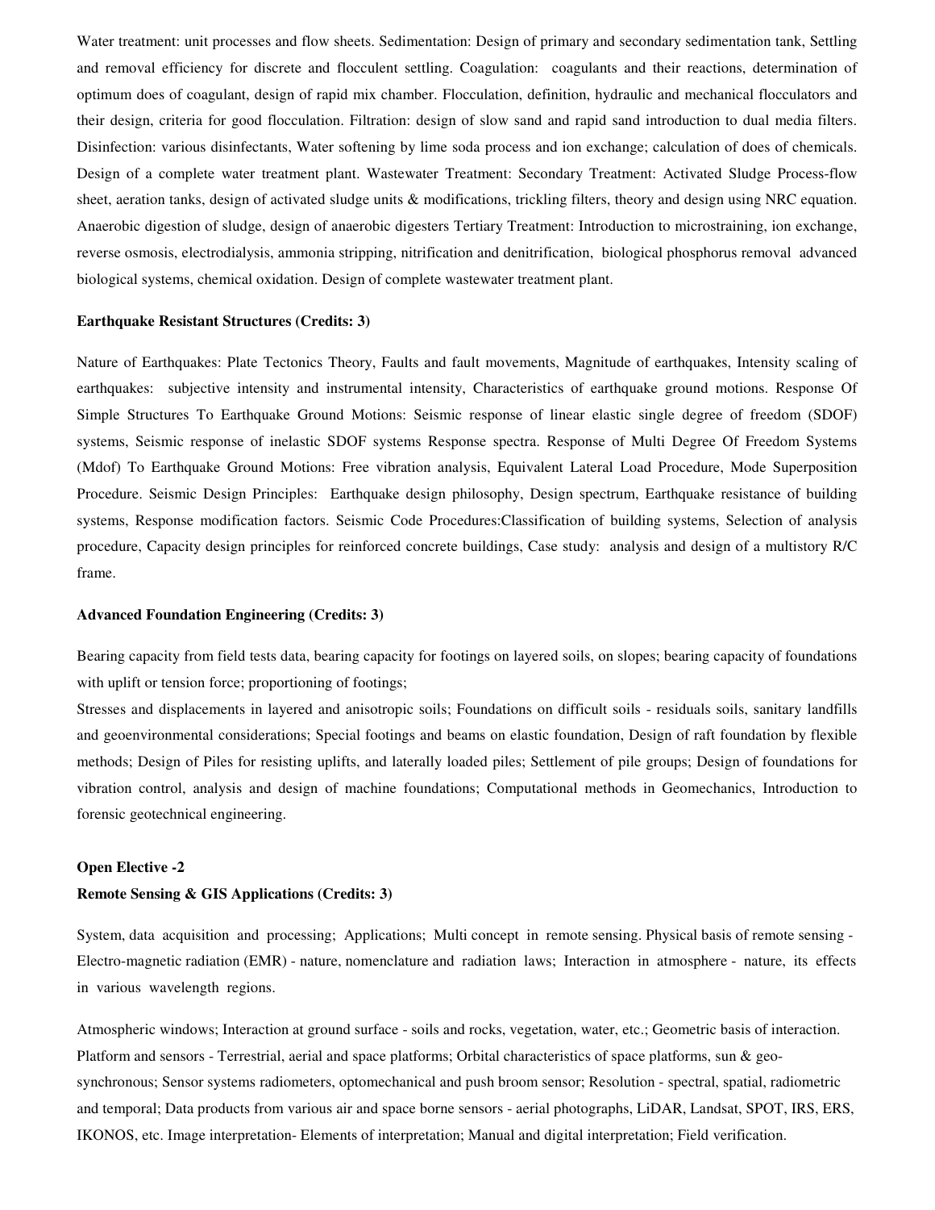Water treatment: unit processes and flow sheets. Sedimentation: Design of primary and secondary sedimentation tank, Settling and removal efficiency for discrete and flocculent settling. Coagulation: coagulants and their reactions, determination of optimum does of coagulant, design of rapid mix chamber. Flocculation, definition, hydraulic and mechanical flocculators and their design, criteria for good flocculation. Filtration: design of slow sand and rapid sand introduction to dual media filters. Disinfection: various disinfectants, Water softening by lime soda process and ion exchange; calculation of does of chemicals. Design of a complete water treatment plant. Wastewater Treatment: Secondary Treatment: Activated Sludge Process-flow sheet, aeration tanks, design of activated sludge units & modifications, trickling filters, theory and design using NRC equation. Anaerobic digestion of sludge, design of anaerobic digesters Tertiary Treatment: Introduction to microstraining, ion exchange, reverse osmosis, electrodialysis, ammonia stripping, nitrification and denitrification, biological phosphorus removal advanced biological systems, chemical oxidation. Design of complete wastewater treatment plant.

**Earthquake Resistant Structures (Credits: 3)**

Nature of Earthquakes: Plate Tectonics Theory, Faults and fault movements, Magnitude of earthquakes, Intensity scaling of earthquakes: subjective intensity and instrumental intensity, Characteristics of earthquake ground motions. Response Of Simple Structures To Earthquake Ground Motions: Seismic response of linear elastic single degree of freedom (SDOF) systems, Seismic response of inelastic SDOF systems Response spectra. Response of Multi Degree Of Freedom Systems (Mdof) To Earthquake Ground Motions: Free vibration analysis, Equivalent Lateral Load Procedure, Mode Superposition Procedure. Seismic Design Principles: Earthquake design philosophy, Design spectrum, Earthquake resistance of building systems, Response modification factors. Seismic Code Procedures:Classification of building systems, Selection of analysis procedure, Capacity design principles for reinforced concrete buildings, Case study: analysis and design of a multistory R/C frame.

**Advanced Foundation Engineering (Credits: 3)**

Bearing capacity from field tests data, bearing capacity for footings on layered soils, on slopes; bearing capacity of foundations with uplift or tension force; proportioning of footings;

Stresses and displacements in layered and anisotropic soils; Foundations on difficult soils - residuals soils, sanitary landfills and geoenvironmental considerations; Special footings and beams on elastic foundation, Design of raft foundation by flexible methods; Design of Piles for resisting uplifts, and laterally loaded piles; Settlement of pile groups; Design of foundations for vibration control, analysis and design of machine foundations; Computational methods in Geomechanics, Introduction to forensic geotechnical engineering.

**Open Elective -2**

**Remote Sensing & GIS Applications (Credits: 3)**

System, data acquisition and processing; Applications; Multi concept in remote sensing. Physical basis of remote sensing - Electro-magnetic radiation (EMR) - nature, nomenclature and radiation laws; Interaction in atmosphere - nature, its effects in various wavelength regions.

Atmospheric windows; Interaction at ground surface - soils and rocks, vegetation, water, etc.; Geometric basis of interaction. Platform and sensors - Terrestrial, aerial and space platforms; Orbital characteristics of space platforms, sun & geo-synchronous; Sensor systems radiometers, optomechanical and push broom sensor; Resolution - spectral, spatial, radiometric and temporal; Data products from various air and space borne sensors - aerial photographs, LiDAR, Landsat, SPOT, IRS, ERS, IKONOS, etc. Image interpretation- Elements of interpretation; Manual and digital interpretation; Field verification.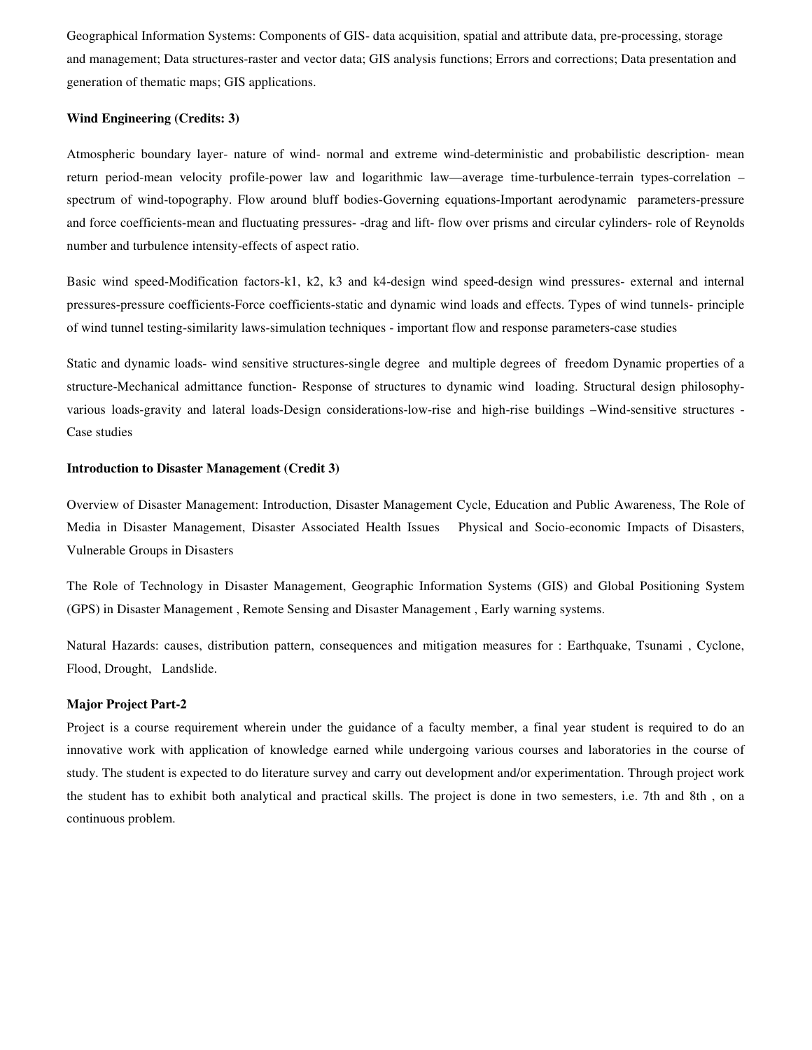Geographical Information Systems: Components of GIS- data acquisition, spatial and attribute data, pre-processing, storage and management; Data structures-raster and vector data; GIS analysis functions; Errors and corrections; Data presentation and generation of thematic maps; GIS applications.

**Wind Engineering (Credits: 3)**

Atmospheric boundary layer- nature of wind- normal and extreme wind-deterministic and probabilistic description- mean return period-mean velocity profile-power law and logarithmic law—average time-turbulence-terrain types-correlation – spectrum of wind-topography. Flow around bluff bodies-Governing equations-Important aerodynamic parameters-pressure and force coefficients-mean and fluctuating pressures- -drag and lift- flow over prisms and circular cylinders- role of Reynolds number and turbulence intensity-effects of aspect ratio.

Basic wind speed-Modification factors-k1, k2, k3 and k4-design wind speed-design wind pressures- external and internal pressures-pressure coefficients-Force coefficients-static and dynamic wind loads and effects. Types of wind tunnels- principle of wind tunnel testing-similarity laws-simulation techniques - important flow and response parameters-case studies

Static and dynamic loads- wind sensitive structures-single degree and multiple degrees of freedom Dynamic properties of a structure-Mechanical admittance function- Response of structures to dynamic wind loading. Structural design philosophy-various loads-gravity and lateral loads-Design considerations-low-rise and high-rise buildings –Wind-sensitive structures - Case studies

**Introduction to Disaster Management (Credit 3)**

Overview of Disaster Management: Introduction, Disaster Management Cycle, Education and Public Awareness, The Role of Media in Disaster Management, Disaster Associated Health Issues Physical and Socio-economic Impacts of Disasters, Vulnerable Groups in Disasters

The Role of Technology in Disaster Management, Geographic Information Systems (GIS) and Global Positioning System (GPS) in Disaster Management , Remote Sensing and Disaster Management , Early warning systems.

Natural Hazards: causes, distribution pattern, consequences and mitigation measures for : Earthquake, Tsunami , Cyclone, Flood, Drought, Landslide.

**Major Project Part-2**

Project is a course requirement wherein under the guidance of a faculty member, a final year student is required to do an innovative work with application of knowledge earned while undergoing various courses and laboratories in the course of study. The student is expected to do literature survey and carry out development and/or experimentation. Through project work the student has to exhibit both analytical and practical skills. The project is done in two semesters, i.e. 7th and 8th , on a continuous problem.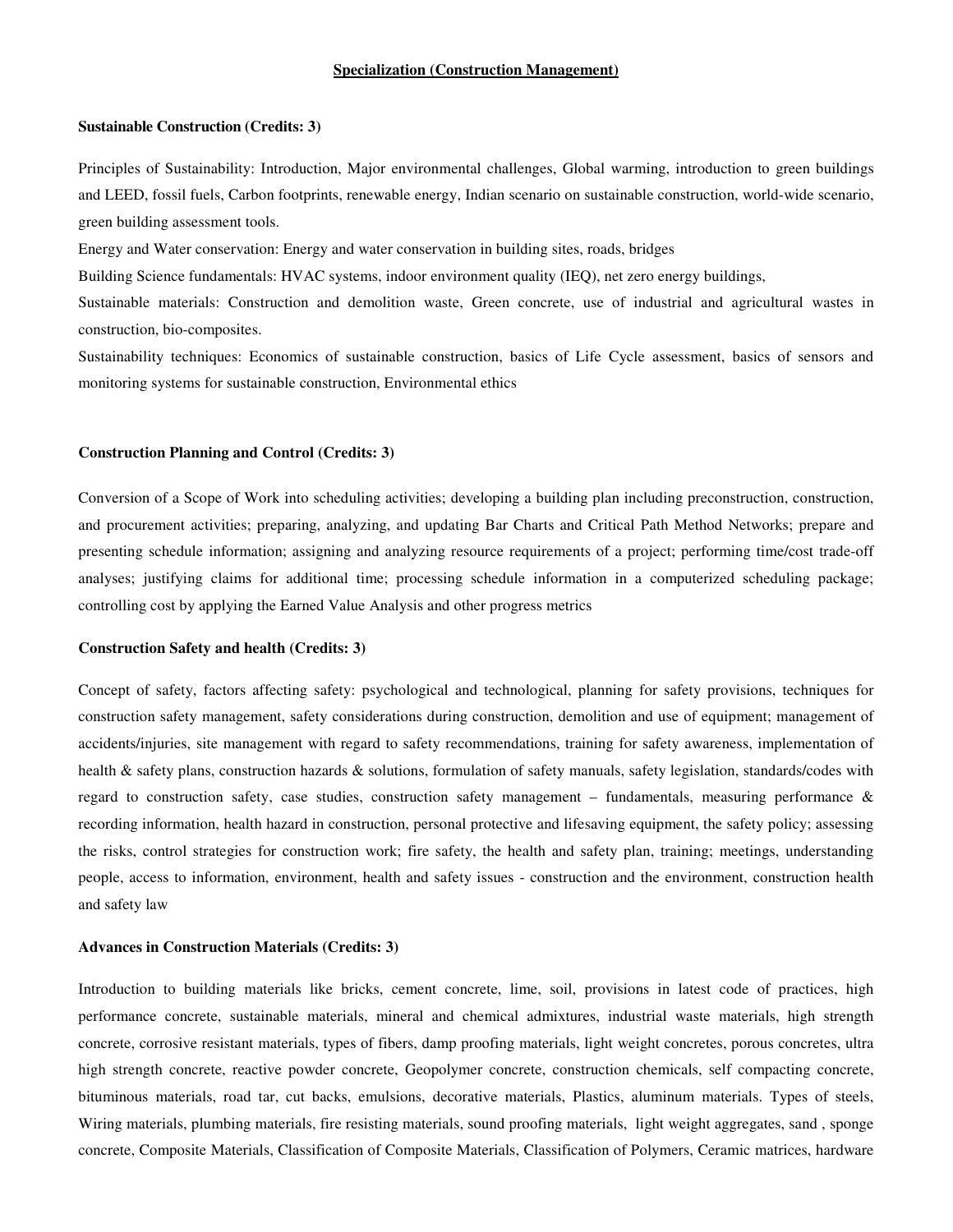## Specialization (Construction Management)

### Sustainable Construction (Credits: 3)

Principles of Sustainability: Introduction, Major environmental challenges, Global warming, introduction to green buildings and LEED, fossil fuels, Carbon footprints, renewable energy, Indian scenario on sustainable construction, world-wide scenario, green building assessment tools.

Energy and Water conservation: Energy and water conservation in building sites, roads, bridges

Building Science fundamentals: HVAC systems, indoor environment quality (IEQ), net zero energy buildings,

Sustainable materials: Construction and demolition waste, Green concrete, use of industrial and agricultural wastes in construction, bio-composites.

Sustainability techniques: Economics of sustainable construction, basics of Life Cycle assessment, basics of sensors and monitoring systems for sustainable construction, Environmental ethics

### Construction Planning and Control (Credits: 3)

Conversion of a Scope of Work into scheduling activities; developing a building plan including preconstruction, construction, and procurement activities; preparing, analyzing, and updating Bar Charts and Critical Path Method Networks; prepare and presenting schedule information; assigning and analyzing resource requirements of a project; performing time/cost trade-off analyses; justifying claims for additional time; processing schedule information in a computerized scheduling package; controlling cost by applying the Earned Value Analysis and other progress metrics

### Construction Safety and health (Credits: 3)

Concept of safety, factors affecting safety: psychological and technological, planning for safety provisions, techniques for construction safety management, safety considerations during construction, demolition and use of equipment; management of accidents/injuries, site management with regard to safety recommendations, training for safety awareness, implementation of health & safety plans, construction hazards & solutions, formulation of safety manuals, safety legislation, standards/codes with regard to construction safety, case studies, construction safety management – fundamentals, measuring performance & recording information, health hazard in construction, personal protective and lifesaving equipment, the safety policy; assessing the risks, control strategies for construction work; fire safety, the health and safety plan, training; meetings, understanding people, access to information, environment, health and safety issues - construction and the environment, construction health and safety law

### Advances in Construction Materials (Credits: 3)

Introduction to building materials like bricks, cement concrete, lime, soil, provisions in latest code of practices, high performance concrete, sustainable materials, mineral and chemical admixtures, industrial waste materials, high strength concrete, corrosive resistant materials, types of fibers, damp proofing materials, light weight concretes, porous concretes, ultra high strength concrete, reactive powder concrete, Geopolymer concrete, construction chemicals, self compacting concrete, bituminous materials, road tar, cut backs, emulsions, decorative materials, Plastics, aluminum materials. Types of steels, Wiring materials, plumbing materials, fire resisting materials, sound proofing materials, light weight aggregates, sand , sponge concrete, Composite Materials, Classification of Composite Materials, Classification of Polymers, Ceramic matrices, hardware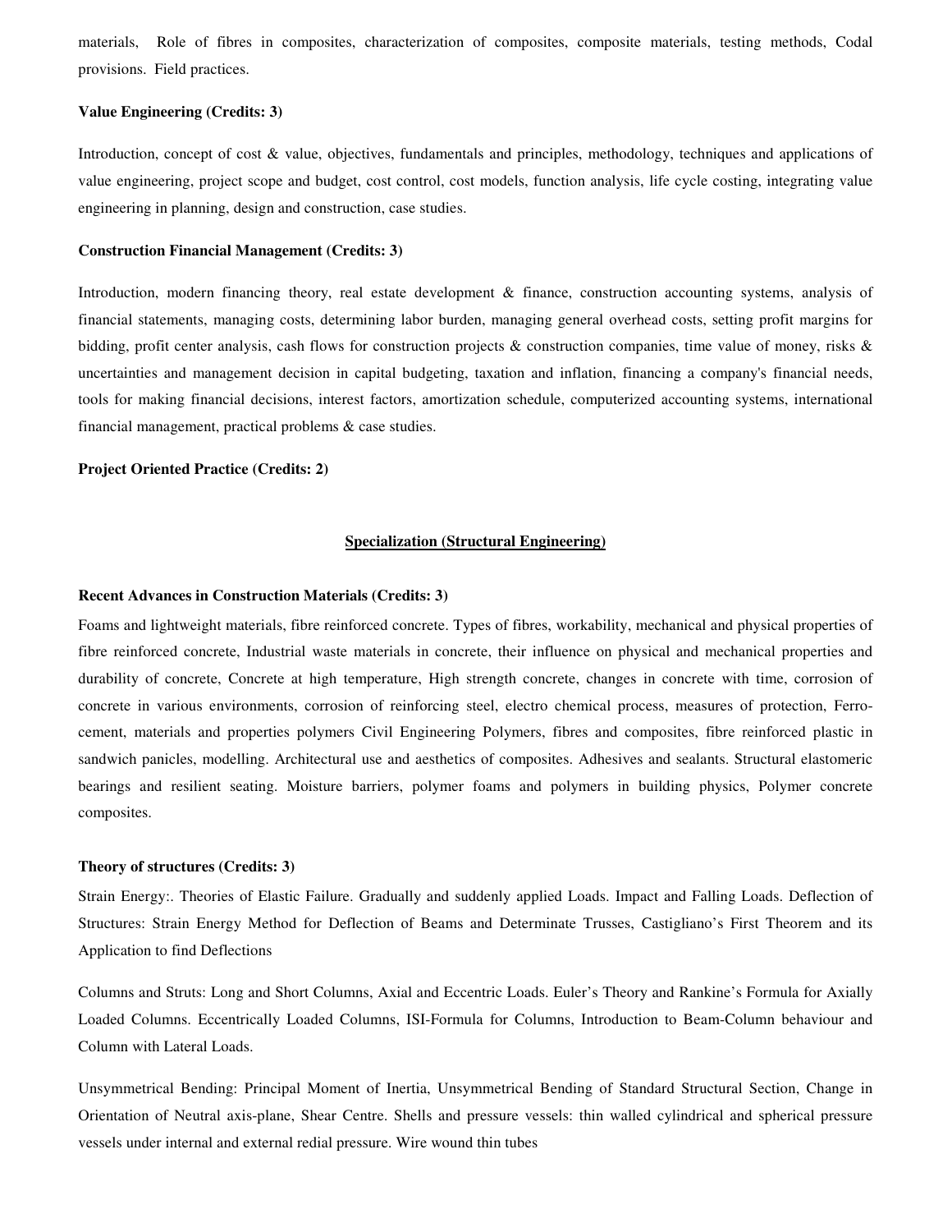materials, Role of fibres in composites, characterization of composites, composite materials, testing methods, Codal provisions. Field practices.

**Value Engineering (Credits: 3)**

Introduction, concept of cost & value, objectives, fundamentals and principles, methodology, techniques and applications of value engineering, project scope and budget, cost control, cost models, function analysis, life cycle costing, integrating value engineering in planning, design and construction, case studies.

**Construction Financial Management (Credits: 3)**

Introduction, modern financing theory, real estate development & finance, construction accounting systems, analysis of financial statements, managing costs, determining labor burden, managing general overhead costs, setting profit margins for bidding, profit center analysis, cash flows for construction projects & construction companies, time value of money, risks & uncertainties and management decision in capital budgeting, taxation and inflation, financing a company's financial needs, tools for making financial decisions, interest factors, amortization schedule, computerized accounting systems, international financial management, practical problems & case studies.

**Project Oriented Practice (Credits: 2)**

## Specialization (Structural Engineering)

**Recent Advances in Construction Materials (Credits: 3)**

Foams and lightweight materials, fibre reinforced concrete. Types of fibres, workability, mechanical and physical properties of fibre reinforced concrete, Industrial waste materials in concrete, their influence on physical and mechanical properties and durability of concrete, Concrete at high temperature, High strength concrete, changes in concrete with time, corrosion of concrete in various environments, corrosion of reinforcing steel, electro chemical process, measures of protection, Ferro-cement, materials and properties polymers Civil Engineering Polymers, fibres and composites, fibre reinforced plastic in sandwich panicles, modelling. Architectural use and aesthetics of composites. Adhesives and sealants. Structural elastomeric bearings and resilient seating. Moisture barriers, polymer foams and polymers in building physics, Polymer concrete composites.

**Theory of structures (Credits: 3)**

Strain Energy:. Theories of Elastic Failure. Gradually and suddenly applied Loads. Impact and Falling Loads. Deflection of Structures: Strain Energy Method for Deflection of Beams and Determinate Trusses, Castigliano's First Theorem and its Application to find Deflections

Columns and Struts: Long and Short Columns, Axial and Eccentric Loads. Euler's Theory and Rankine's Formula for Axially Loaded Columns. Eccentrically Loaded Columns, ISI-Formula for Columns, Introduction to Beam-Column behaviour and Column with Lateral Loads.

Unsymmetrical Bending: Principal Moment of Inertia, Unsymmetrical Bending of Standard Structural Section, Change in Orientation of Neutral axis-plane, Shear Centre. Shells and pressure vessels: thin walled cylindrical and spherical pressure vessels under internal and external redial pressure. Wire wound thin tubes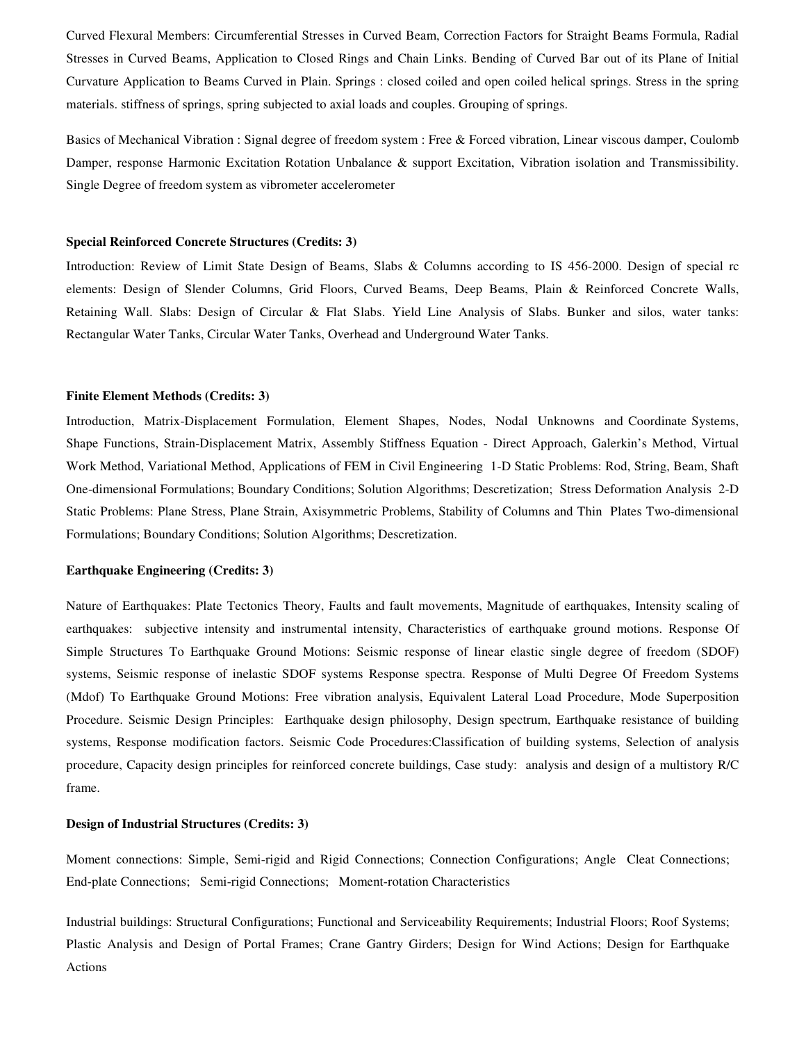Curved Flexural Members: Circumferential Stresses in Curved Beam, Correction Factors for Straight Beams Formula, Radial Stresses in Curved Beams, Application to Closed Rings and Chain Links. Bending of Curved Bar out of its Plane of Initial Curvature Application to Beams Curved in Plain. Springs : closed coiled and open coiled helical springs. Stress in the spring materials. stiffness of springs, spring subjected to axial loads and couples. Grouping of springs.

Basics of Mechanical Vibration : Signal degree of freedom system : Free & Forced vibration, Linear viscous damper, Coulomb Damper, response Harmonic Excitation Rotation Unbalance & support Excitation, Vibration isolation and Transmissibility. Single Degree of freedom system as vibrometer accelerometer

**Special Reinforced Concrete Structures (Credits: 3)**

Introduction: Review of Limit State Design of Beams, Slabs & Columns according to IS 456-2000. Design of special rc elements: Design of Slender Columns, Grid Floors, Curved Beams, Deep Beams, Plain & Reinforced Concrete Walls, Retaining Wall. Slabs: Design of Circular & Flat Slabs. Yield Line Analysis of Slabs. Bunker and silos, water tanks: Rectangular Water Tanks, Circular Water Tanks, Overhead and Underground Water Tanks.

**Finite Element Methods (Credits: 3)**

Introduction, Matrix-Displacement Formulation, Element Shapes, Nodes, Nodal Unknowns and Coordinate Systems, Shape Functions, Strain-Displacement Matrix, Assembly Stiffness Equation - Direct Approach, Galerkin's Method, Virtual Work Method, Variational Method, Applications of FEM in Civil Engineering 1-D Static Problems: Rod, String, Beam, Shaft One-dimensional Formulations; Boundary Conditions; Solution Algorithms; Descretization; Stress Deformation Analysis 2-D Static Problems: Plane Stress, Plane Strain, Axisymmetric Problems, Stability of Columns and Thin Plates Two-dimensional Formulations; Boundary Conditions; Solution Algorithms; Descretization.

**Earthquake Engineering (Credits: 3)**

Nature of Earthquakes: Plate Tectonics Theory, Faults and fault movements, Magnitude of earthquakes, Intensity scaling of earthquakes: subjective intensity and instrumental intensity, Characteristics of earthquake ground motions. Response Of Simple Structures To Earthquake Ground Motions: Seismic response of linear elastic single degree of freedom (SDOF) systems, Seismic response of inelastic SDOF systems Response spectra. Response of Multi Degree Of Freedom Systems (Mdof) To Earthquake Ground Motions: Free vibration analysis, Equivalent Lateral Load Procedure, Mode Superposition Procedure. Seismic Design Principles: Earthquake design philosophy, Design spectrum, Earthquake resistance of building systems, Response modification factors. Seismic Code Procedures:Classification of building systems, Selection of analysis procedure, Capacity design principles for reinforced concrete buildings, Case study: analysis and design of a multistory R/C frame.

**Design of Industrial Structures (Credits: 3)**

Moment connections: Simple, Semi-rigid and Rigid Connections; Connection Configurations; Angle Cleat Connections; End-plate Connections; Semi-rigid Connections; Moment-rotation Characteristics

Industrial buildings: Structural Configurations; Functional and Serviceability Requirements; Industrial Floors; Roof Systems; Plastic Analysis and Design of Portal Frames; Crane Gantry Girders; Design for Wind Actions; Design for Earthquake Actions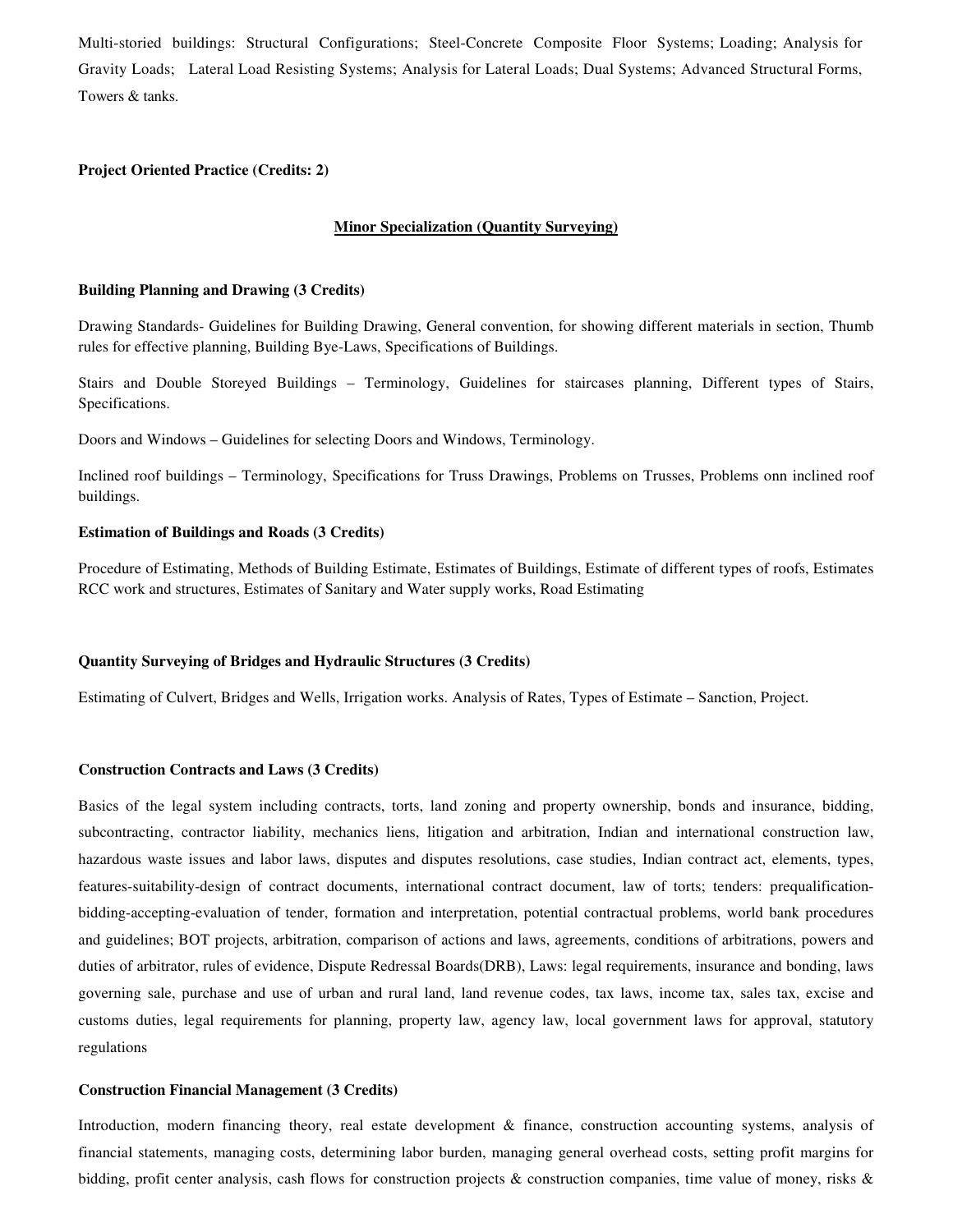Multi-storied buildings: Structural Configurations; Steel-Concrete Composite Floor Systems; Loading; Analysis for Gravity Loads; Lateral Load Resisting Systems; Analysis for Lateral Loads; Dual Systems; Advanced Structural Forms, Towers & tanks.

**Project Oriented Practice (Credits: 2)**

## Minor Specialization (Quantity Surveying)

**Building Planning and Drawing (3 Credits)**

Drawing Standards- Guidelines for Building Drawing, General convention, for showing different materials in section, Thumb rules for effective planning, Building Bye-Laws, Specifications of Buildings.

Stairs and Double Storeyed Buildings – Terminology, Guidelines for staircases planning, Different types of Stairs, Specifications.

Doors and Windows – Guidelines for selecting Doors and Windows, Terminology.

Inclined roof buildings – Terminology, Specifications for Truss Drawings, Problems on Trusses, Problems onn inclined roof buildings.

**Estimation of Buildings and Roads (3 Credits)**

Procedure of Estimating, Methods of Building Estimate, Estimates of Buildings, Estimate of different types of roofs, Estimates RCC work and structures, Estimates of Sanitary and Water supply works, Road Estimating

**Quantity Surveying of Bridges and Hydraulic Structures (3 Credits)**

Estimating of Culvert, Bridges and Wells, Irrigation works. Analysis of Rates, Types of Estimate – Sanction, Project.

**Construction Contracts and Laws (3 Credits)**

Basics of the legal system including contracts, torts, land zoning and property ownership, bonds and insurance, bidding, subcontracting, contractor liability, mechanics liens, litigation and arbitration, Indian and international construction law, hazardous waste issues and labor laws, disputes and disputes resolutions, case studies, Indian contract act, elements, types, features-suitability-design of contract documents, international contract document, law of torts; tenders: prequalification-bidding-accepting-evaluation of tender, formation and interpretation, potential contractual problems, world bank procedures and guidelines; BOT projects, arbitration, comparison of actions and laws, agreements, conditions of arbitrations, powers and duties of arbitrator, rules of evidence, Dispute Redressal Boards(DRB), Laws: legal requirements, insurance and bonding, laws governing sale, purchase and use of urban and rural land, land revenue codes, tax laws, income tax, sales tax, excise and customs duties, legal requirements for planning, property law, agency law, local government laws for approval, statutory regulations

**Construction Financial Management (3 Credits)**

Introduction, modern financing theory, real estate development & finance, construction accounting systems, analysis of financial statements, managing costs, determining labor burden, managing general overhead costs, setting profit margins for bidding, profit center analysis, cash flows for construction projects & construction companies, time value of money, risks &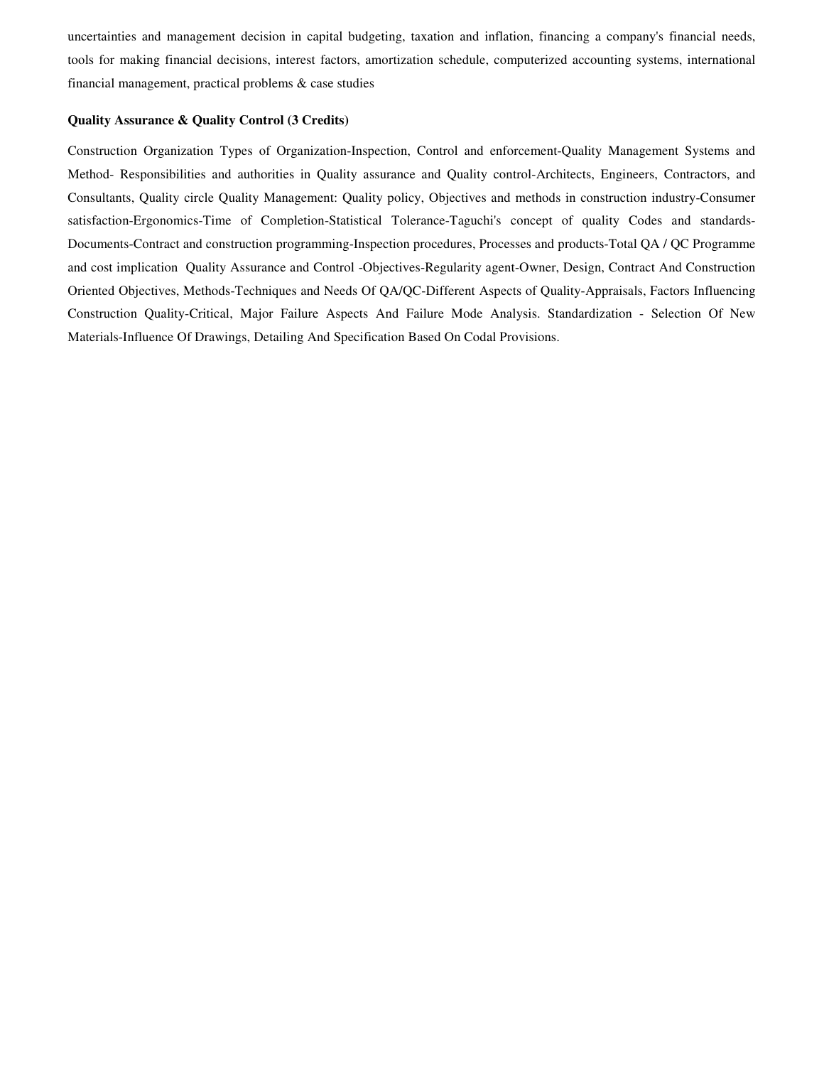uncertainties and management decision in capital budgeting, taxation and inflation, financing a company's financial needs, tools for making financial decisions, interest factors, amortization schedule, computerized accounting systems, international financial management, practical problems & case studies

**Quality Assurance & Quality Control (3 Credits)**

Construction Organization Types of Organization-Inspection, Control and enforcement-Quality Management Systems and Method- Responsibilities and authorities in Quality assurance and Quality control-Architects, Engineers, Contractors, and Consultants, Quality circle Quality Management: Quality policy, Objectives and methods in construction industry-Consumer satisfaction-Ergonomics-Time of Completion-Statistical Tolerance-Taguchi's concept of quality Codes and standards-Documents-Contract and construction programming-Inspection procedures, Processes and products-Total QA / QC Programme and cost implication Quality Assurance and Control -Objectives-Regularity agent-Owner, Design, Contract And Construction Oriented Objectives, Methods-Techniques and Needs Of QA/QC-Different Aspects of Quality-Appraisals, Factors Influencing Construction Quality-Critical, Major Failure Aspects And Failure Mode Analysis. Standardization - Selection Of New Materials-Influence Of Drawings, Detailing And Specification Based On Codal Provisions.